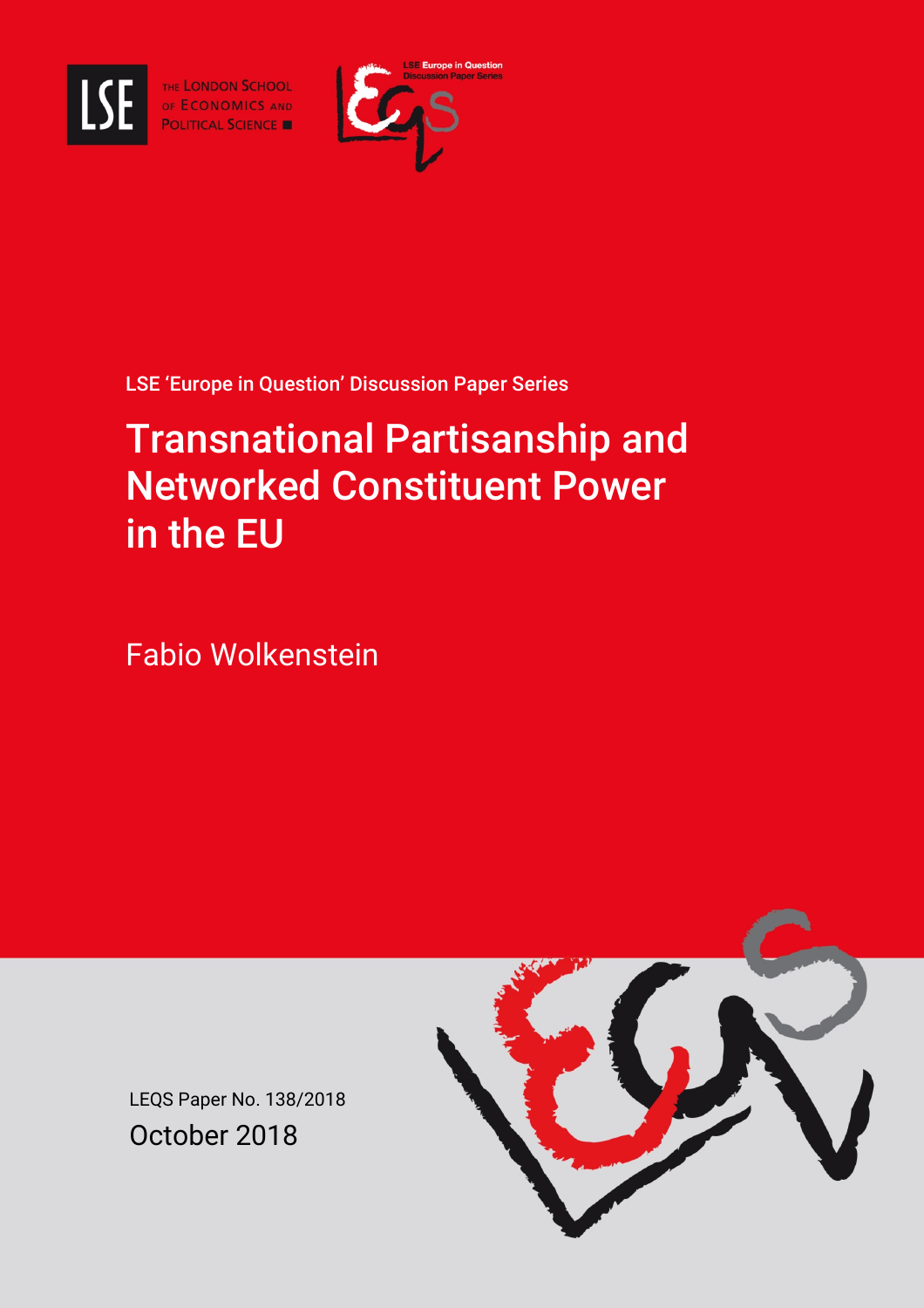THE LONDON SCHOOL OF ECONOMICS AND POLITICAL SCIENCE

LSE Europe in Question Discussion Paper Series

LSE 'Europe in Question' Discussion Paper Series

# Transnational Partisanship and Networked Constituent Power in the EU

Fabio Wolkenstein

LEQS Paper No. 138/2018

October 2018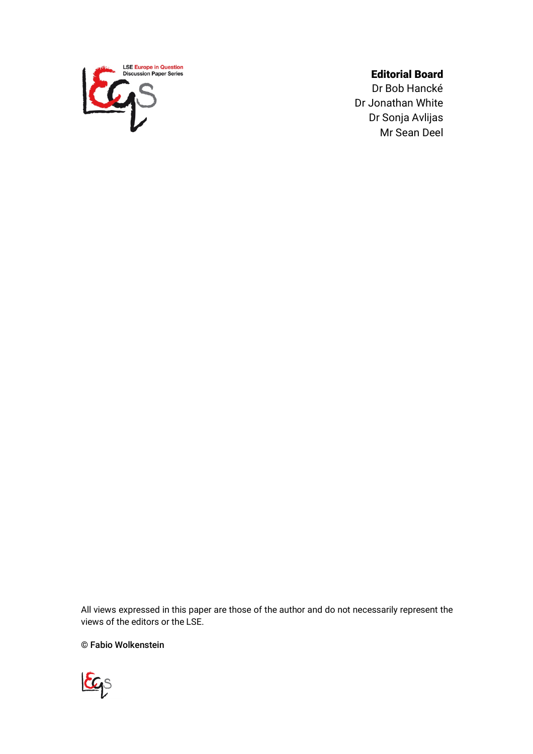LSE Europe in Question
Discussion Paper Series

**Editorial Board**
Dr Bob Hancké
Dr Jonathan White
Dr Sonja Avlijas
Mr Sean Deel

All views expressed in this paper are those of the author and do not necessarily represent the views of the editors or the LSE.

© Fabio Wolkenstein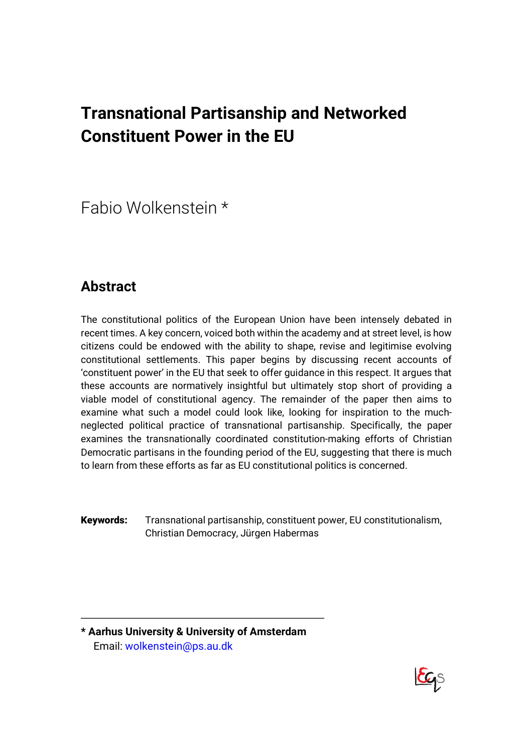# Transnational Partisanship and Networked Constituent Power in the EU

Fabio Wolkenstein *

## Abstract

The constitutional politics of the European Union have been intensely debated in recent times. A key concern, voiced both within the academy and at street level, is how citizens could be endowed with the ability to shape, revise and legitimise evolving constitutional settlements. This paper begins by discussing recent accounts of 'constituent power' in the EU that seek to offer guidance in this respect. It argues that these accounts are normatively insightful but ultimately stop short of providing a viable model of constitutional agency. The remainder of the paper then aims to examine what such a model could look like, looking for inspiration to the much-neglected political practice of transnational partisanship. Specifically, the paper examines the transnationally coordinated constitution-making efforts of Christian Democratic partisans in the founding period of the EU, suggesting that there is much to learn from these efforts as far as EU constitutional politics is concerned.

**Keywords:** Transnational partisanship, constituent power, EU constitutionalism, Christian Democracy, Jürgen Habermas

---

**\* Aarhus University & University of Amsterdam**
Email: wolkenstein@ps.au.dk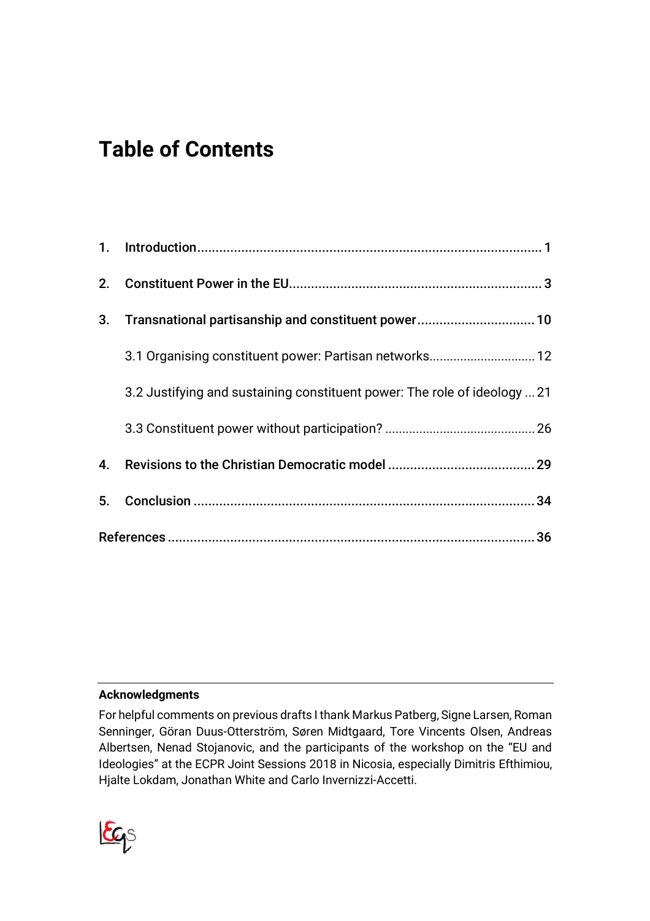# Table of Contents

1. **Introduction** ..... 1
2. **Constituent Power in the EU** ..... 3
3. **Transnational partisanship and constituent power** ..... 10
   - 3.1 Organising constituent power: Partisan networks ..... 12
   - 3.2 Justifying and sustaining constituent power: The role of ideology ..... 21
   - 3.3 Constituent power without participation? ..... 26
4. **Revisions to the Christian Democratic model** ..... 29
5. **Conclusion** ..... 34

**References** ..... 36

---

**Acknowledgments**

For helpful comments on previous drafts I thank Markus Patberg, Signe Larsen, Roman Senninger, Göran Duus-Otterström, Søren Midtgaard, Tore Vincents Olsen, Andreas Albertsen, Nenad Stojanovic, and the participants of the workshop on the "EU and Ideologies" at the ECPR Joint Sessions 2018 in Nicosia, especially Dimitris Efthimiou, Hjalte Lokdam, Jonathan White and Carlo Invernizzi-Accetti.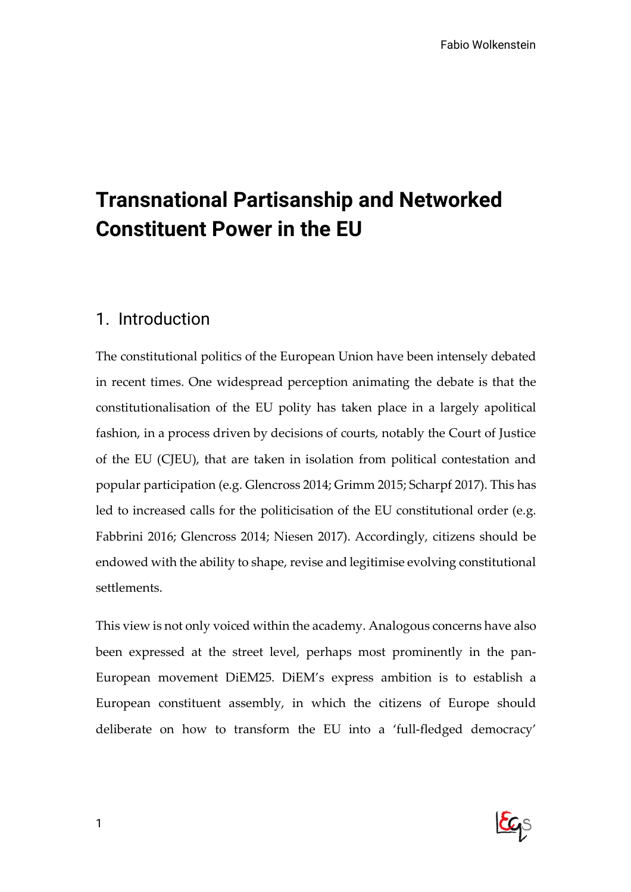# Transnational Partisanship and Networked Constituent Power in the EU

## 1. Introduction

The constitutional politics of the European Union have been intensely debated in recent times. One widespread perception animating the debate is that the constitutionalisation of the EU polity has taken place in a largely apolitical fashion, in a process driven by decisions of courts, notably the Court of Justice of the EU (CJEU), that are taken in isolation from political contestation and popular participation (e.g. Glencross 2014; Grimm 2015; Scharpf 2017). This has led to increased calls for the politicisation of the EU constitutional order (e.g. Fabbrini 2016; Glencross 2014; Niesen 2017). Accordingly, citizens should be endowed with the ability to shape, revise and legitimise evolving constitutional settlements.

This view is not only voiced within the academy. Analogous concerns have also been expressed at the street level, perhaps most prominently in the pan-European movement DiEM25. DiEM's express ambition is to establish a European constituent assembly, in which the citizens of Europe should deliberate on how to transform the EU into a 'full-fledged democracy'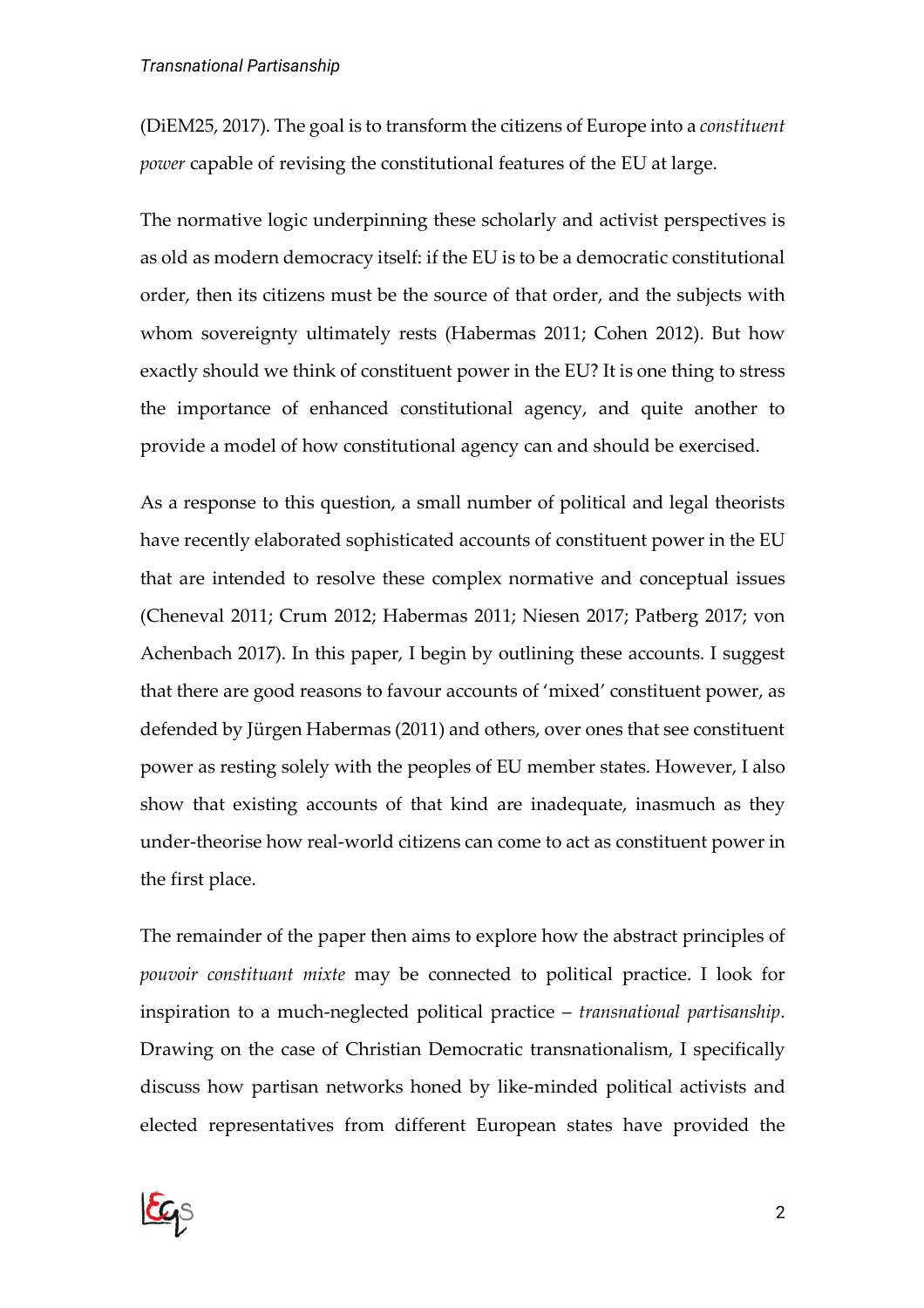(DiEM25, 2017). The goal is to transform the citizens of Europe into a *constituent power* capable of revising the constitutional features of the EU at large.

The normative logic underpinning these scholarly and activist perspectives is as old as modern democracy itself: if the EU is to be a democratic constitutional order, then its citizens must be the source of that order, and the subjects with whom sovereignty ultimately rests (Habermas 2011; Cohen 2012). But how exactly should we think of constituent power in the EU? It is one thing to stress the importance of enhanced constitutional agency, and quite another to provide a model of how constitutional agency can and should be exercised.

As a response to this question, a small number of political and legal theorists have recently elaborated sophisticated accounts of constituent power in the EU that are intended to resolve these complex normative and conceptual issues (Cheneval 2011; Crum 2012; Habermas 2011; Niesen 2017; Patberg 2017; von Achenbach 2017). In this paper, I begin by outlining these accounts. I suggest that there are good reasons to favour accounts of 'mixed' constituent power, as defended by Jürgen Habermas (2011) and others, over ones that see constituent power as resting solely with the peoples of EU member states. However, I also show that existing accounts of that kind are inadequate, inasmuch as they under-theorise how real-world citizens can come to act as constituent power in the first place.

The remainder of the paper then aims to explore how the abstract principles of *pouvoir constituant mixte* may be connected to political practice. I look for inspiration to a much-neglected political practice – *transnational partisanship*. Drawing on the case of Christian Democratic transnationalism, I specifically discuss how partisan networks honed by like-minded political activists and elected representatives from different European states have provided the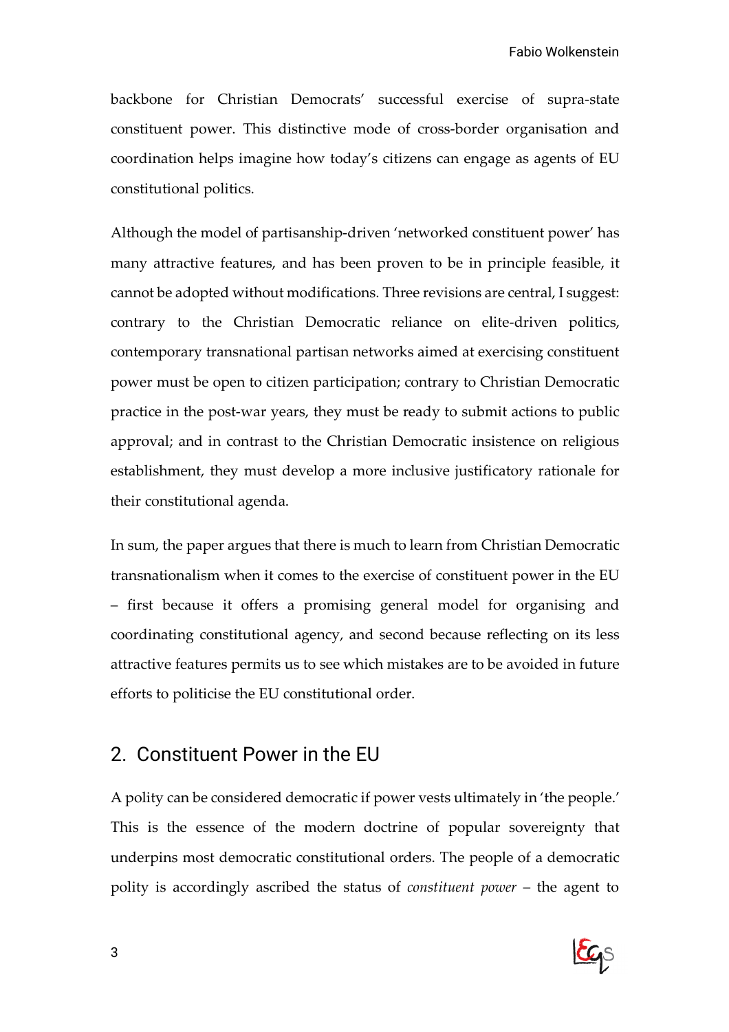backbone for Christian Democrats' successful exercise of supra-state constituent power. This distinctive mode of cross-border organisation and coordination helps imagine how today's citizens can engage as agents of EU constitutional politics.

Although the model of partisanship-driven 'networked constituent power' has many attractive features, and has been proven to be in principle feasible, it cannot be adopted without modifications. Three revisions are central, I suggest: contrary to the Christian Democratic reliance on elite-driven politics, contemporary transnational partisan networks aimed at exercising constituent power must be open to citizen participation; contrary to Christian Democratic practice in the post-war years, they must be ready to submit actions to public approval; and in contrast to the Christian Democratic insistence on religious establishment, they must develop a more inclusive justificatory rationale for their constitutional agenda.

In sum, the paper argues that there is much to learn from Christian Democratic transnationalism when it comes to the exercise of constituent power in the EU – first because it offers a promising general model for organising and coordinating constitutional agency, and second because reflecting on its less attractive features permits us to see which mistakes are to be avoided in future efforts to politicise the EU constitutional order.

## 2. Constituent Power in the EU

A polity can be considered democratic if power vests ultimately in 'the people.' This is the essence of the modern doctrine of popular sovereignty that underpins most democratic constitutional orders. The people of a democratic polity is accordingly ascribed the status of *constituent power* – the agent to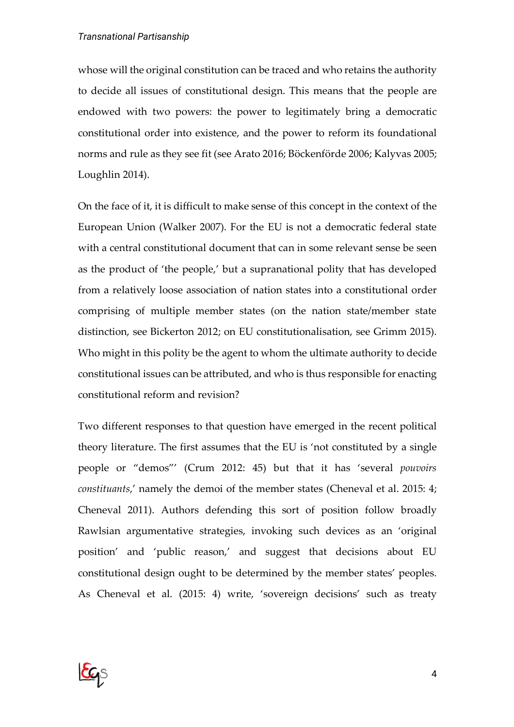whose will the original constitution can be traced and who retains the authority to decide all issues of constitutional design. This means that the people are endowed with two powers: the power to legitimately bring a democratic constitutional order into existence, and the power to reform its foundational norms and rule as they see fit (see Arato 2016; Böckenförde 2006; Kalyvas 2005; Loughlin 2014).

On the face of it, it is difficult to make sense of this concept in the context of the European Union (Walker 2007). For the EU is not a democratic federal state with a central constitutional document that can in some relevant sense be seen as the product of 'the people,' but a supranational polity that has developed from a relatively loose association of nation states into a constitutional order comprising of multiple member states (on the nation state/member state distinction, see Bickerton 2012; on EU constitutionalisation, see Grimm 2015). Who might in this polity be the agent to whom the ultimate authority to decide constitutional issues can be attributed, and who is thus responsible for enacting constitutional reform and revision?

Two different responses to that question have emerged in the recent political theory literature. The first assumes that the EU is 'not constituted by a single people or "demos"' (Crum 2012: 45) but that it has 'several *pouvoirs constituants*,' namely the demoi of the member states (Cheneval et al. 2015: 4; Cheneval 2011). Authors defending this sort of position follow broadly Rawlsian argumentative strategies, invoking such devices as an 'original position' and 'public reason,' and suggest that decisions about EU constitutional design ought to be determined by the member states' peoples. As Cheneval et al. (2015: 4) write, 'sovereign decisions' such as treaty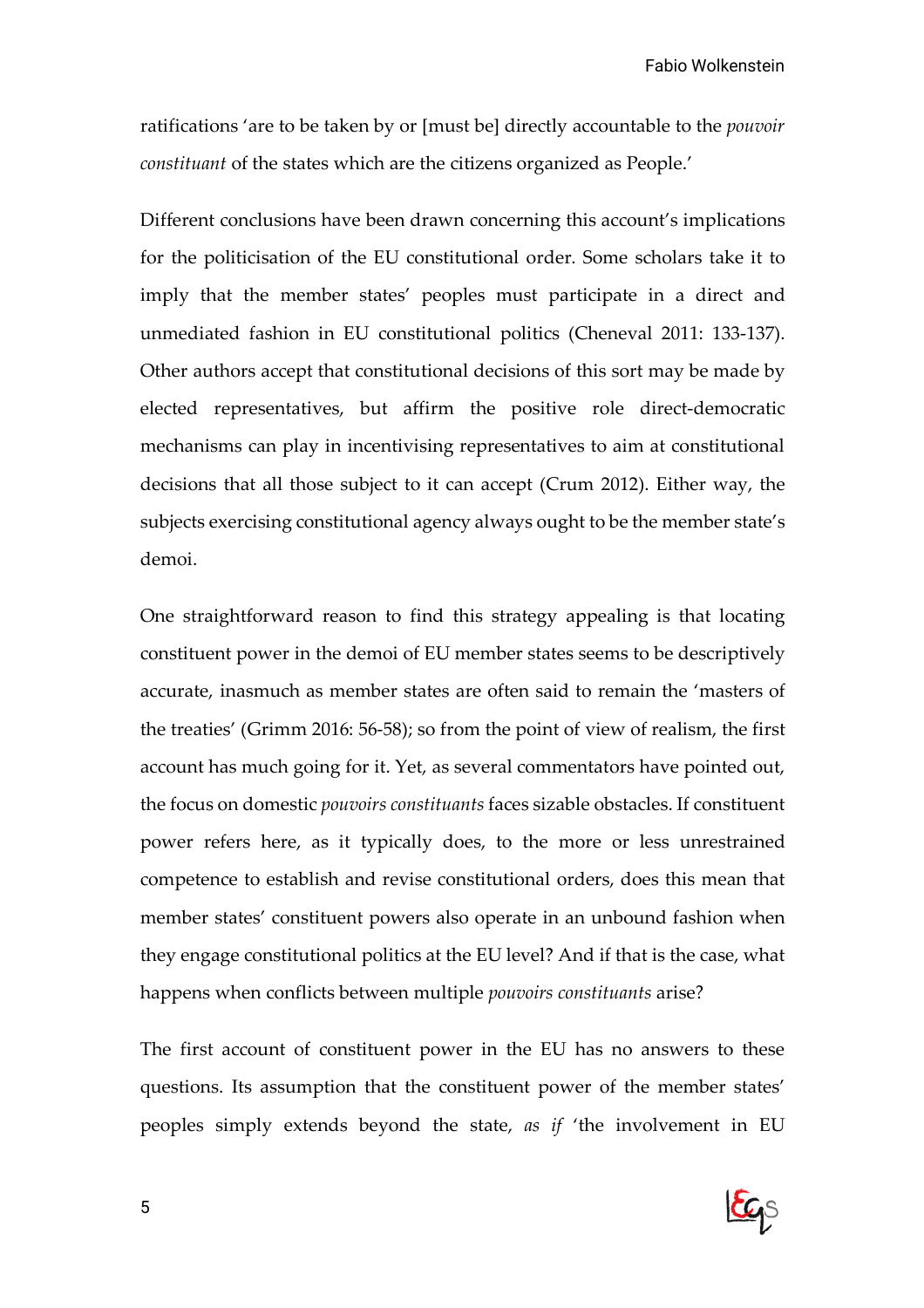ratifications 'are to be taken by or [must be] directly accountable to the *pouvoir constituant* of the states which are the citizens organized as People.'

Different conclusions have been drawn concerning this account's implications for the politicisation of the EU constitutional order. Some scholars take it to imply that the member states' peoples must participate in a direct and unmediated fashion in EU constitutional politics (Cheneval 2011: 133-137). Other authors accept that constitutional decisions of this sort may be made by elected representatives, but affirm the positive role direct-democratic mechanisms can play in incentivising representatives to aim at constitutional decisions that all those subject to it can accept (Crum 2012). Either way, the subjects exercising constitutional agency always ought to be the member state's demoi.

One straightforward reason to find this strategy appealing is that locating constituent power in the demoi of EU member states seems to be descriptively accurate, inasmuch as member states are often said to remain the 'masters of the treaties' (Grimm 2016: 56-58); so from the point of view of realism, the first account has much going for it. Yet, as several commentators have pointed out, the focus on domestic *pouvoirs constituants* faces sizable obstacles. If constituent power refers here, as it typically does, to the more or less unrestrained competence to establish and revise constitutional orders, does this mean that member states' constituent powers also operate in an unbound fashion when they engage constitutional politics at the EU level? And if that is the case, what happens when conflicts between multiple *pouvoirs constituants* arise?

The first account of constituent power in the EU has no answers to these questions. Its assumption that the constituent power of the member states' peoples simply extends beyond the state, *as if* 'the involvement in EU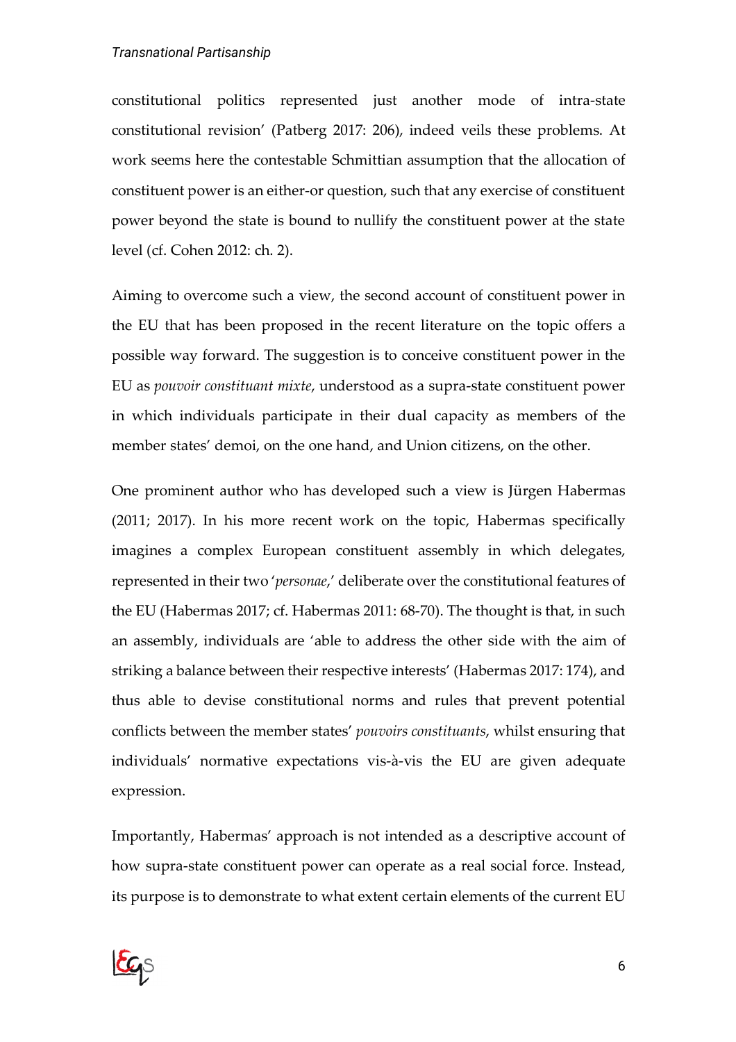constitutional politics represented just another mode of intra-state constitutional revision' (Patberg 2017: 206), indeed veils these problems. At work seems here the contestable Schmittian assumption that the allocation of constituent power is an either-or question, such that any exercise of constituent power beyond the state is bound to nullify the constituent power at the state level (cf. Cohen 2012: ch. 2).

Aiming to overcome such a view, the second account of constituent power in the EU that has been proposed in the recent literature on the topic offers a possible way forward. The suggestion is to conceive constituent power in the EU as *pouvoir constituant mixte*, understood as a supra-state constituent power in which individuals participate in their dual capacity as members of the member states' demoi, on the one hand, and Union citizens, on the other.

One prominent author who has developed such a view is Jürgen Habermas (2011; 2017). In his more recent work on the topic, Habermas specifically imagines a complex European constituent assembly in which delegates, represented in their two '*personae*,' deliberate over the constitutional features of the EU (Habermas 2017; cf. Habermas 2011: 68-70). The thought is that, in such an assembly, individuals are 'able to address the other side with the aim of striking a balance between their respective interests' (Habermas 2017: 174), and thus able to devise constitutional norms and rules that prevent potential conflicts between the member states' *pouvoirs constituants*, whilst ensuring that individuals' normative expectations vis-à-vis the EU are given adequate expression.

Importantly, Habermas' approach is not intended as a descriptive account of how supra-state constituent power can operate as a real social force. Instead, its purpose is to demonstrate to what extent certain elements of the current EU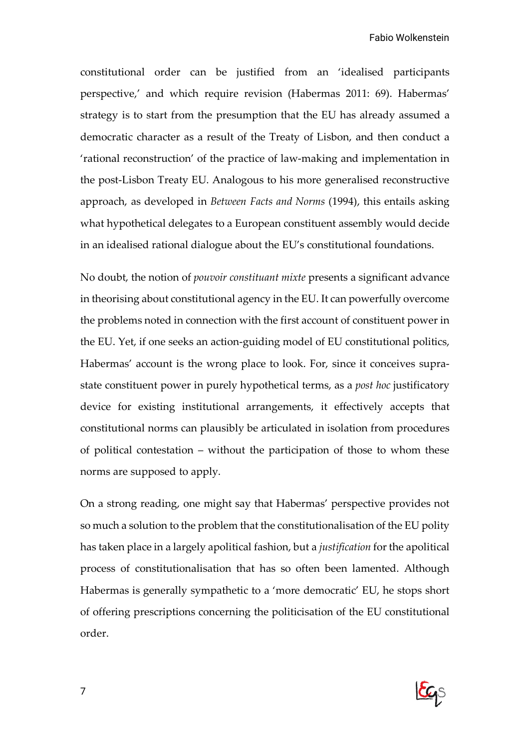constitutional order can be justified from an 'idealised participants perspective,' and which require revision (Habermas 2011: 69). Habermas' strategy is to start from the presumption that the EU has already assumed a democratic character as a result of the Treaty of Lisbon, and then conduct a 'rational reconstruction' of the practice of law-making and implementation in the post-Lisbon Treaty EU. Analogous to his more generalised reconstructive approach, as developed in *Between Facts and Norms* (1994), this entails asking what hypothetical delegates to a European constituent assembly would decide in an idealised rational dialogue about the EU's constitutional foundations.

No doubt, the notion of *pouvoir constituant mixte* presents a significant advance in theorising about constitutional agency in the EU. It can powerfully overcome the problems noted in connection with the first account of constituent power in the EU. Yet, if one seeks an action-guiding model of EU constitutional politics, Habermas' account is the wrong place to look. For, since it conceives supra-state constituent power in purely hypothetical terms, as a *post hoc* justificatory device for existing institutional arrangements, it effectively accepts that constitutional norms can plausibly be articulated in isolation from procedures of political contestation – without the participation of those to whom these norms are supposed to apply.

On a strong reading, one might say that Habermas' perspective provides not so much a solution to the problem that the constitutionalisation of the EU polity has taken place in a largely apolitical fashion, but a *justification* for the apolitical process of constitutionalisation that has so often been lamented. Although Habermas is generally sympathetic to a 'more democratic' EU, he stops short of offering prescriptions concerning the politicisation of the EU constitutional order.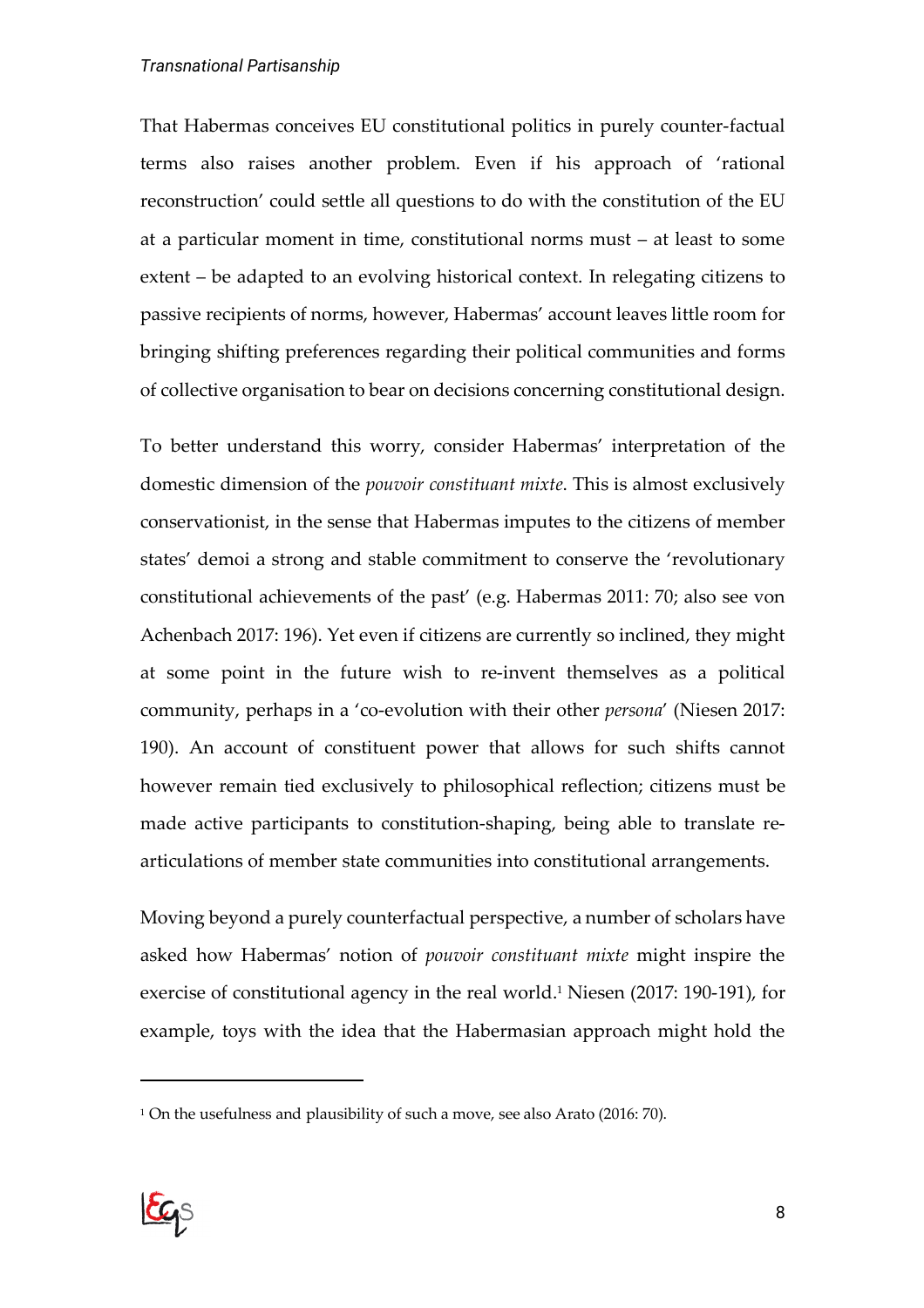That Habermas conceives EU constitutional politics in purely counter-factual terms also raises another problem. Even if his approach of 'rational reconstruction' could settle all questions to do with the constitution of the EU at a particular moment in time, constitutional norms must – at least to some extent – be adapted to an evolving historical context. In relegating citizens to passive recipients of norms, however, Habermas' account leaves little room for bringing shifting preferences regarding their political communities and forms of collective organisation to bear on decisions concerning constitutional design.

To better understand this worry, consider Habermas' interpretation of the domestic dimension of the *pouvoir constituant mixte*. This is almost exclusively conservationist, in the sense that Habermas imputes to the citizens of member states' demoi a strong and stable commitment to conserve the 'revolutionary constitutional achievements of the past' (e.g. Habermas 2011: 70; also see von Achenbach 2017: 196). Yet even if citizens are currently so inclined, they might at some point in the future wish to re-invent themselves as a political community, perhaps in a 'co-evolution with their other *persona*' (Niesen 2017: 190). An account of constituent power that allows for such shifts cannot however remain tied exclusively to philosophical reflection; citizens must be made active participants to constitution-shaping, being able to translate re-articulations of member state communities into constitutional arrangements.

Moving beyond a purely counterfactual perspective, a number of scholars have asked how Habermas' notion of *pouvoir constituant mixte* might inspire the exercise of constitutional agency in the real world.[1] Niesen (2017: 190-191), for example, toys with the idea that the Habermasian approach might hold the

[1] On the usefulness and plausibility of such a move, see also Arato (2016: 70).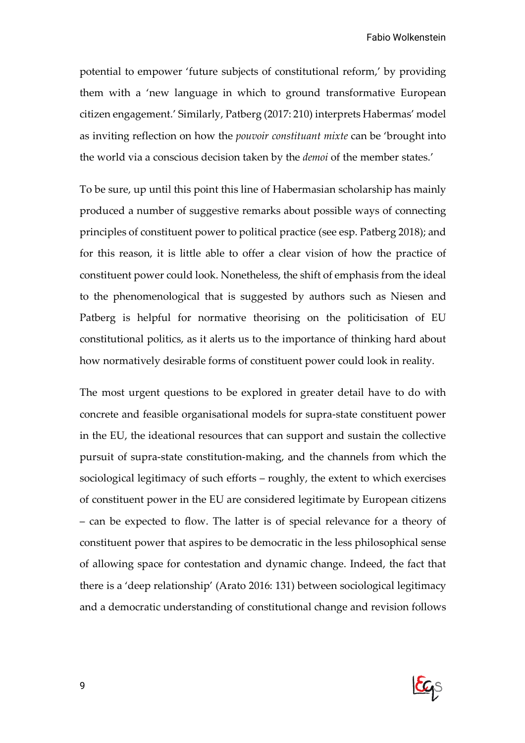potential to empower 'future subjects of constitutional reform,' by providing them with a 'new language in which to ground transformative European citizen engagement.' Similarly, Patberg (2017: 210) interprets Habermas' model as inviting reflection on how the *pouvoir constituant mixte* can be 'brought into the world via a conscious decision taken by the *demoi* of the member states.'

To be sure, up until this point this line of Habermasian scholarship has mainly produced a number of suggestive remarks about possible ways of connecting principles of constituent power to political practice (see esp. Patberg 2018); and for this reason, it is little able to offer a clear vision of how the practice of constituent power could look. Nonetheless, the shift of emphasis from the ideal to the phenomenological that is suggested by authors such as Niesen and Patberg is helpful for normative theorising on the politicisation of EU constitutional politics, as it alerts us to the importance of thinking hard about how normatively desirable forms of constituent power could look in reality.

The most urgent questions to be explored in greater detail have to do with concrete and feasible organisational models for supra-state constituent power in the EU, the ideational resources that can support and sustain the collective pursuit of supra-state constitution-making, and the channels from which the sociological legitimacy of such efforts – roughly, the extent to which exercises of constituent power in the EU are considered legitimate by European citizens – can be expected to flow. The latter is of special relevance for a theory of constituent power that aspires to be democratic in the less philosophical sense of allowing space for contestation and dynamic change. Indeed, the fact that there is a 'deep relationship' (Arato 2016: 131) between sociological legitimacy and a democratic understanding of constitutional change and revision follows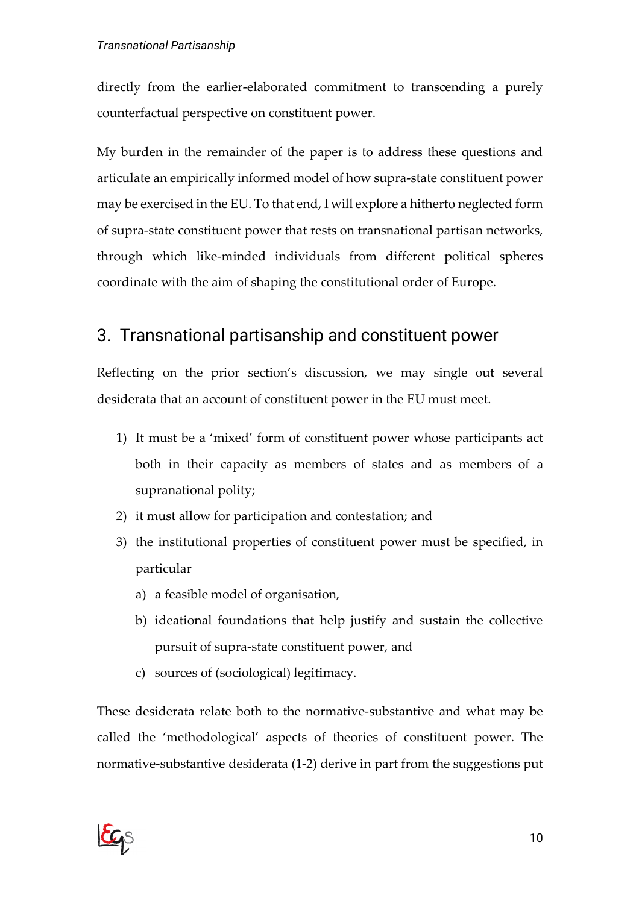directly from the earlier-elaborated commitment to transcending a purely counterfactual perspective on constituent power.

My burden in the remainder of the paper is to address these questions and articulate an empirically informed model of how supra-state constituent power may be exercised in the EU. To that end, I will explore a hitherto neglected form of supra-state constituent power that rests on transnational partisan networks, through which like-minded individuals from different political spheres coordinate with the aim of shaping the constitutional order of Europe.

## 3. Transnational partisanship and constituent power

Reflecting on the prior section's discussion, we may single out several desiderata that an account of constituent power in the EU must meet.

1) It must be a 'mixed' form of constituent power whose participants act both in their capacity as members of states and as members of a supranational polity;
2) it must allow for participation and contestation; and
3) the institutional properties of constituent power must be specified, in particular
   a) a feasible model of organisation,
   b) ideational foundations that help justify and sustain the collective pursuit of supra-state constituent power, and
   c) sources of (sociological) legitimacy.

These desiderata relate both to the normative-substantive and what may be called the 'methodological' aspects of theories of constituent power. The normative-substantive desiderata (1-2) derive in part from the suggestions put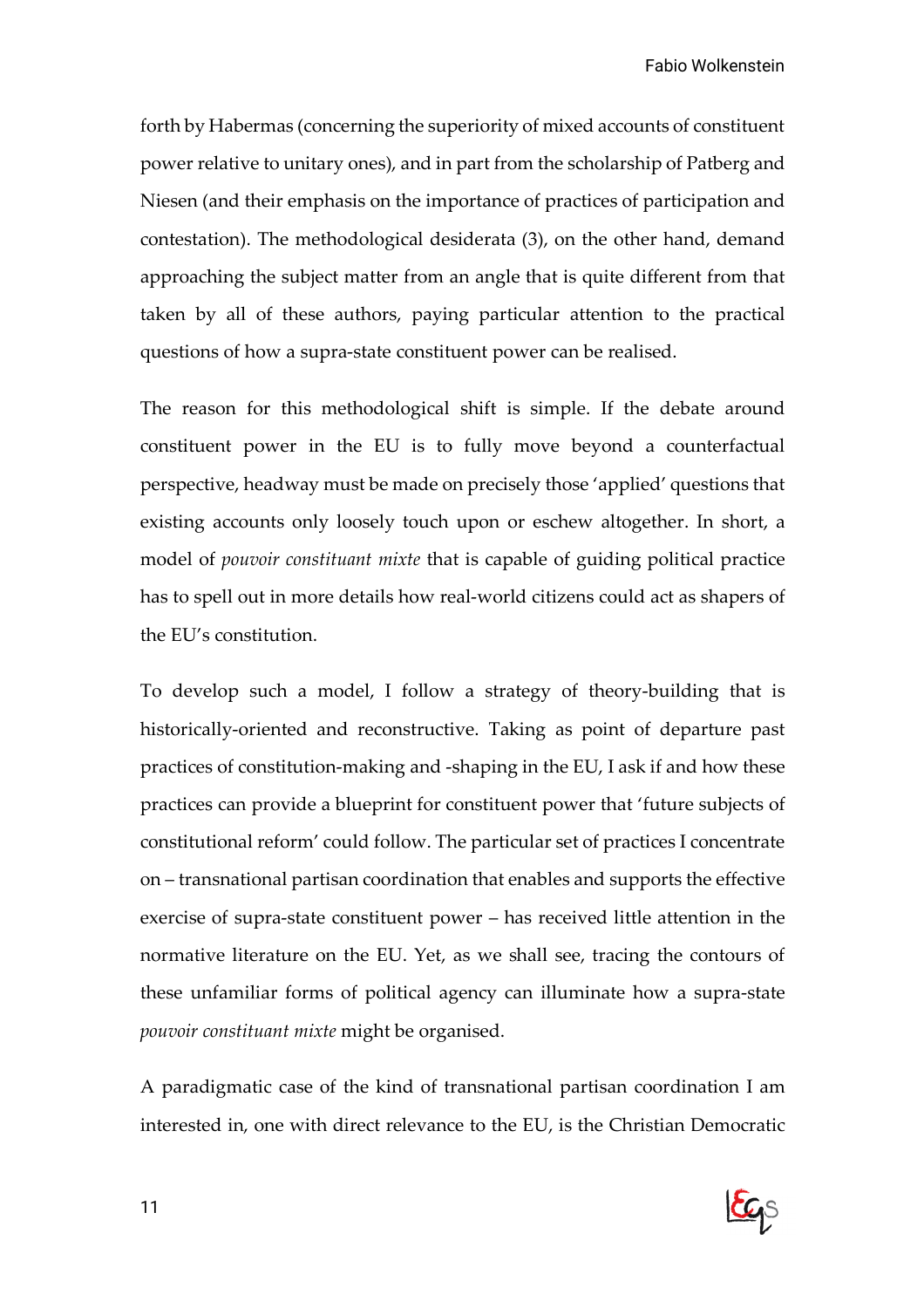forth by Habermas (concerning the superiority of mixed accounts of constituent power relative to unitary ones), and in part from the scholarship of Patberg and Niesen (and their emphasis on the importance of practices of participation and contestation). The methodological desiderata (3), on the other hand, demand approaching the subject matter from an angle that is quite different from that taken by all of these authors, paying particular attention to the practical questions of how a supra-state constituent power can be realised.

The reason for this methodological shift is simple. If the debate around constituent power in the EU is to fully move beyond a counterfactual perspective, headway must be made on precisely those 'applied' questions that existing accounts only loosely touch upon or eschew altogether. In short, a model of *pouvoir constituant mixte* that is capable of guiding political practice has to spell out in more details how real-world citizens could act as shapers of the EU's constitution.

To develop such a model, I follow a strategy of theory-building that is historically-oriented and reconstructive. Taking as point of departure past practices of constitution-making and -shaping in the EU, I ask if and how these practices can provide a blueprint for constituent power that 'future subjects of constitutional reform' could follow. The particular set of practices I concentrate on – transnational partisan coordination that enables and supports the effective exercise of supra-state constituent power – has received little attention in the normative literature on the EU. Yet, as we shall see, tracing the contours of these unfamiliar forms of political agency can illuminate how a supra-state *pouvoir constituant mixte* might be organised.

A paradigmatic case of the kind of transnational partisan coordination I am interested in, one with direct relevance to the EU, is the Christian Democratic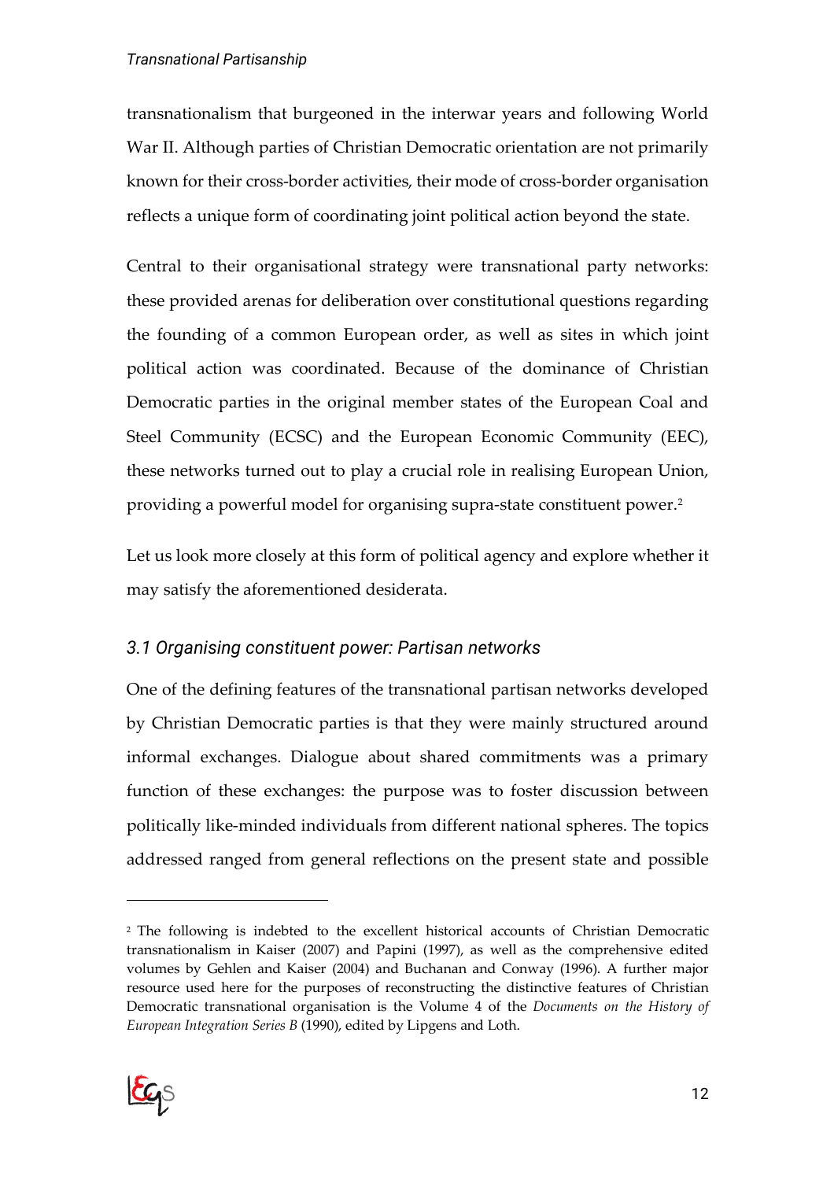transnationalism that burgeoned in the interwar years and following World War II. Although parties of Christian Democratic orientation are not primarily known for their cross-border activities, their mode of cross-border organisation reflects a unique form of coordinating joint political action beyond the state.

Central to their organisational strategy were transnational party networks: these provided arenas for deliberation over constitutional questions regarding the founding of a common European order, as well as sites in which joint political action was coordinated. Because of the dominance of Christian Democratic parties in the original member states of the European Coal and Steel Community (ECSC) and the European Economic Community (EEC), these networks turned out to play a crucial role in realising European Union, providing a powerful model for organising supra-state constituent power.[2]

Let us look more closely at this form of political agency and explore whether it may satisfy the aforementioned desiderata.

### *3.1 Organising constituent power: Partisan networks*

One of the defining features of the transnational partisan networks developed by Christian Democratic parties is that they were mainly structured around informal exchanges. Dialogue about shared commitments was a primary function of these exchanges: the purpose was to foster discussion between politically like-minded individuals from different national spheres. The topics addressed ranged from general reflections on the present state and possible

[2] The following is indebted to the excellent historical accounts of Christian Democratic transnationalism in Kaiser (2007) and Papini (1997), as well as the comprehensive edited volumes by Gehlen and Kaiser (2004) and Buchanan and Conway (1996). A further major resource used here for the purposes of reconstructing the distinctive features of Christian Democratic transnational organisation is the Volume 4 of the *Documents on the History of European Integration Series B* (1990), edited by Lipgens and Loth.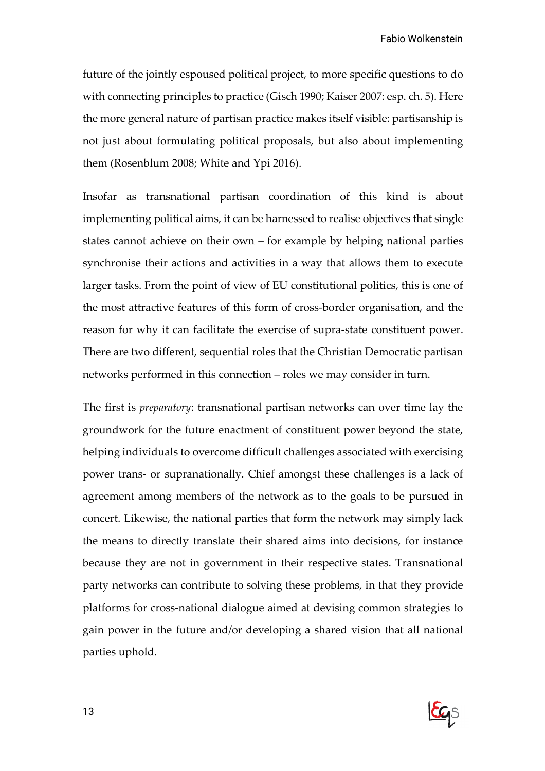future of the jointly espoused political project, to more specific questions to do with connecting principles to practice (Gisch 1990; Kaiser 2007: esp. ch. 5). Here the more general nature of partisan practice makes itself visible: partisanship is not just about formulating political proposals, but also about implementing them (Rosenblum 2008; White and Ypi 2016).

Insofar as transnational partisan coordination of this kind is about implementing political aims, it can be harnessed to realise objectives that single states cannot achieve on their own – for example by helping national parties synchronise their actions and activities in a way that allows them to execute larger tasks. From the point of view of EU constitutional politics, this is one of the most attractive features of this form of cross-border organisation, and the reason for why it can facilitate the exercise of supra-state constituent power. There are two different, sequential roles that the Christian Democratic partisan networks performed in this connection – roles we may consider in turn.

The first is *preparatory*: transnational partisan networks can over time lay the groundwork for the future enactment of constituent power beyond the state, helping individuals to overcome difficult challenges associated with exercising power trans- or supranationally. Chief amongst these challenges is a lack of agreement among members of the network as to the goals to be pursued in concert. Likewise, the national parties that form the network may simply lack the means to directly translate their shared aims into decisions, for instance because they are not in government in their respective states. Transnational party networks can contribute to solving these problems, in that they provide platforms for cross-national dialogue aimed at devising common strategies to gain power in the future and/or developing a shared vision that all national parties uphold.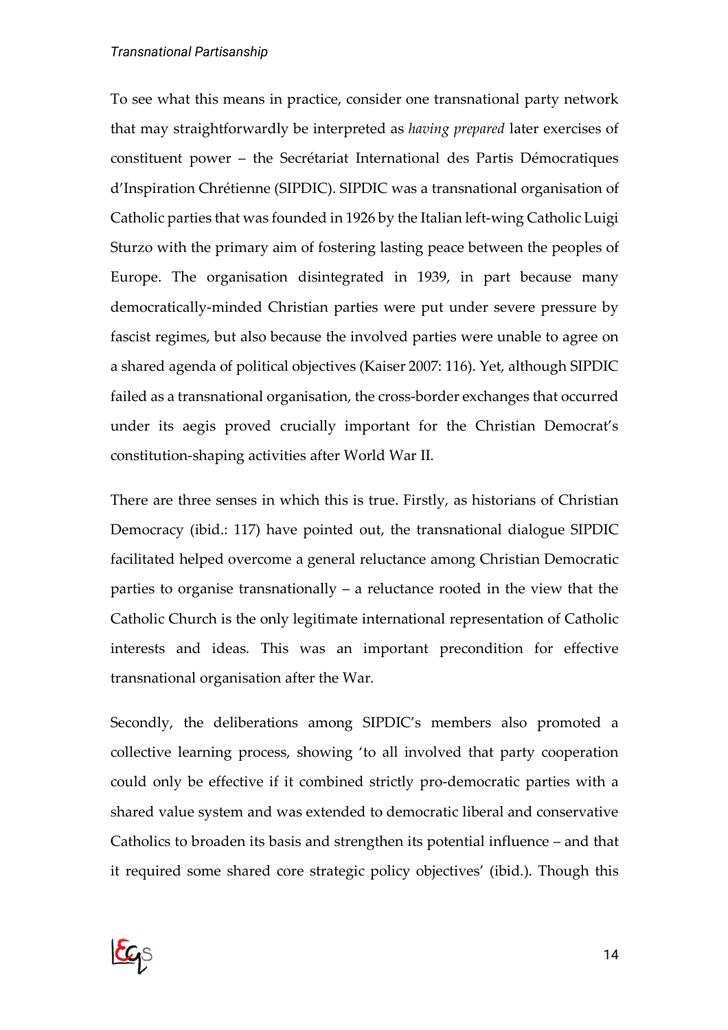To see what this means in practice, consider one transnational party network that may straightforwardly be interpreted as *having prepared* later exercises of constituent power – the Secrétariat International des Partis Démocratiques d'Inspiration Chrétienne (SIPDIC). SIPDIC was a transnational organisation of Catholic parties that was founded in 1926 by the Italian left-wing Catholic Luigi Sturzo with the primary aim of fostering lasting peace between the peoples of Europe. The organisation disintegrated in 1939, in part because many democratically-minded Christian parties were put under severe pressure by fascist regimes, but also because the involved parties were unable to agree on a shared agenda of political objectives (Kaiser 2007: 116). Yet, although SIPDIC failed as a transnational organisation, the cross-border exchanges that occurred under its aegis proved crucially important for the Christian Democrat's constitution-shaping activities after World War II.

There are three senses in which this is true. Firstly, as historians of Christian Democracy (ibid.: 117) have pointed out, the transnational dialogue SIPDIC facilitated helped overcome a general reluctance among Christian Democratic parties to organise transnationally – a reluctance rooted in the view that the Catholic Church is the only legitimate international representation of Catholic interests and ideas. This was an important precondition for effective transnational organisation after the War.

Secondly, the deliberations among SIPDIC's members also promoted a collective learning process, showing 'to all involved that party cooperation could only be effective if it combined strictly pro-democratic parties with a shared value system and was extended to democratic liberal and conservative Catholics to broaden its basis and strengthen its potential influence – and that it required some shared core strategic policy objectives' (ibid.). Though this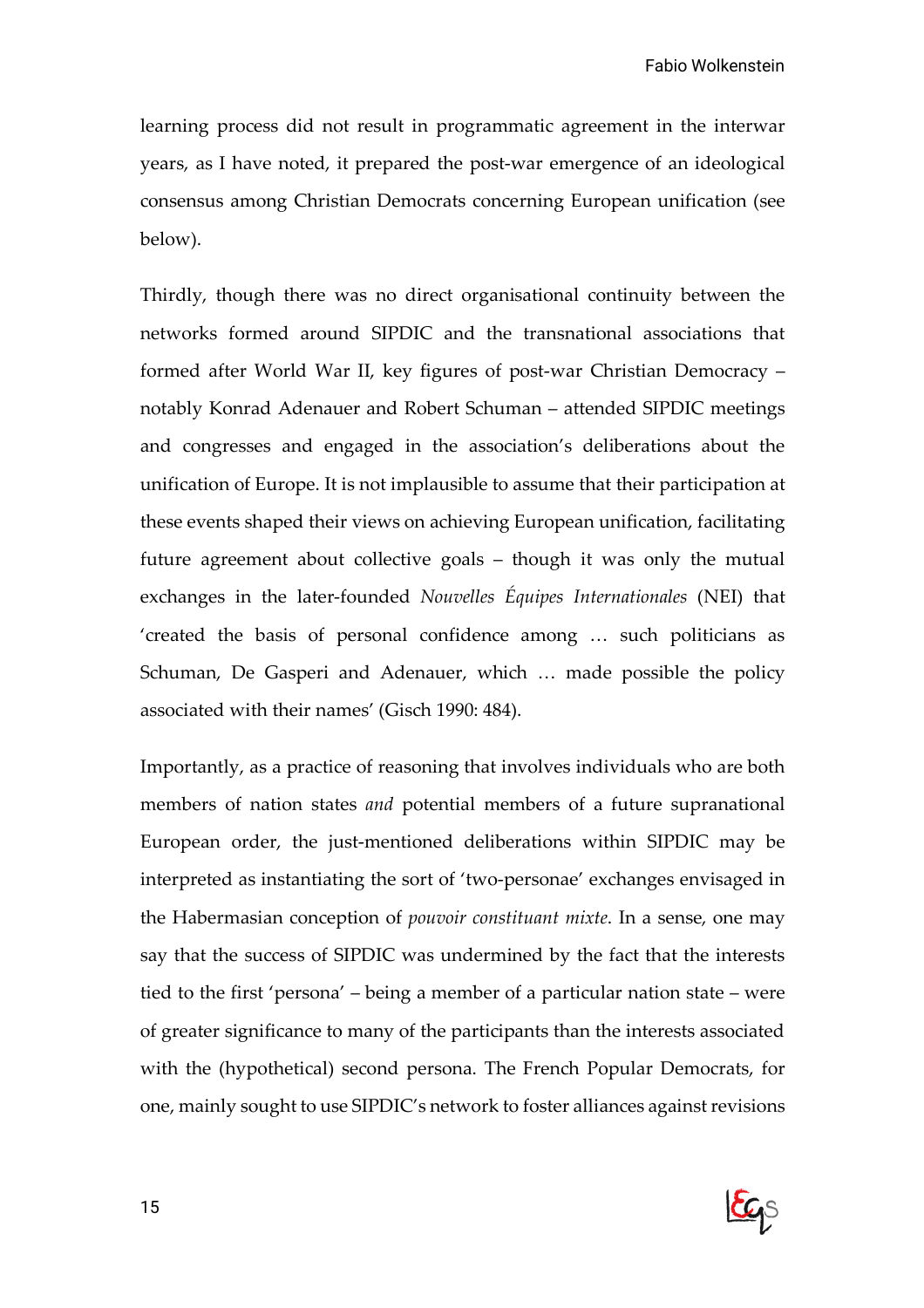learning process did not result in programmatic agreement in the interwar years, as I have noted, it prepared the post-war emergence of an ideological consensus among Christian Democrats concerning European unification (see below).

Thirdly, though there was no direct organisational continuity between the networks formed around SIPDIC and the transnational associations that formed after World War II, key figures of post-war Christian Democracy – notably Konrad Adenauer and Robert Schuman – attended SIPDIC meetings and congresses and engaged in the association's deliberations about the unification of Europe. It is not implausible to assume that their participation at these events shaped their views on achieving European unification, facilitating future agreement about collective goals – though it was only the mutual exchanges in the later-founded *Nouvelles Équipes Internationales* (NEI) that 'created the basis of personal confidence among … such politicians as Schuman, De Gasperi and Adenauer, which … made possible the policy associated with their names' (Gisch 1990: 484).

Importantly, as a practice of reasoning that involves individuals who are both members of nation states *and* potential members of a future supranational European order, the just-mentioned deliberations within SIPDIC may be interpreted as instantiating the sort of 'two-personae' exchanges envisaged in the Habermasian conception of *pouvoir constituant mixte*. In a sense, one may say that the success of SIPDIC was undermined by the fact that the interests tied to the first 'persona' – being a member of a particular nation state – were of greater significance to many of the participants than the interests associated with the (hypothetical) second persona. The French Popular Democrats, for one, mainly sought to use SIPDIC's network to foster alliances against revisions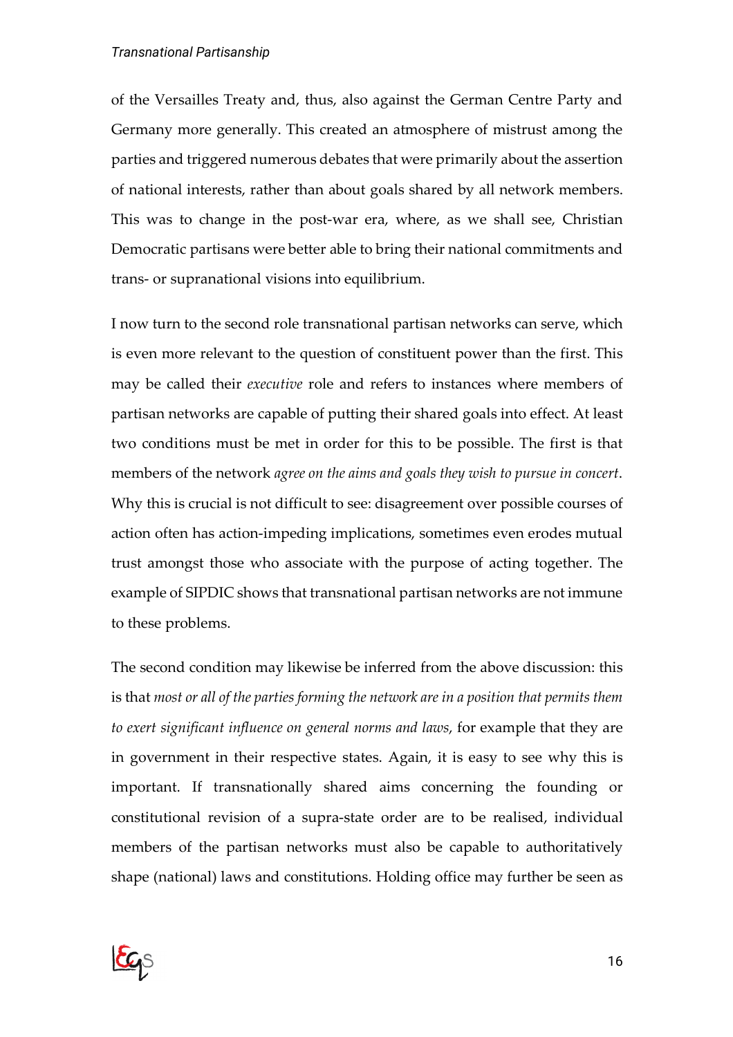of the Versailles Treaty and, thus, also against the German Centre Party and Germany more generally. This created an atmosphere of mistrust among the parties and triggered numerous debates that were primarily about the assertion of national interests, rather than about goals shared by all network members. This was to change in the post-war era, where, as we shall see, Christian Democratic partisans were better able to bring their national commitments and trans- or supranational visions into equilibrium.

I now turn to the second role transnational partisan networks can serve, which is even more relevant to the question of constituent power than the first. This may be called their *executive* role and refers to instances where members of partisan networks are capable of putting their shared goals into effect. At least two conditions must be met in order for this to be possible. The first is that members of the network *agree on the aims and goals they wish to pursue in concert*. Why this is crucial is not difficult to see: disagreement over possible courses of action often has action-impeding implications, sometimes even erodes mutual trust amongst those who associate with the purpose of acting together. The example of SIPDIC shows that transnational partisan networks are not immune to these problems.

The second condition may likewise be inferred from the above discussion: this is that *most or all of the parties forming the network are in a position that permits them to exert significant influence on general norms and laws*, for example that they are in government in their respective states. Again, it is easy to see why this is important. If transnationally shared aims concerning the founding or constitutional revision of a supra-state order are to be realised, individual members of the partisan networks must also be capable to authoritatively shape (national) laws and constitutions. Holding office may further be seen as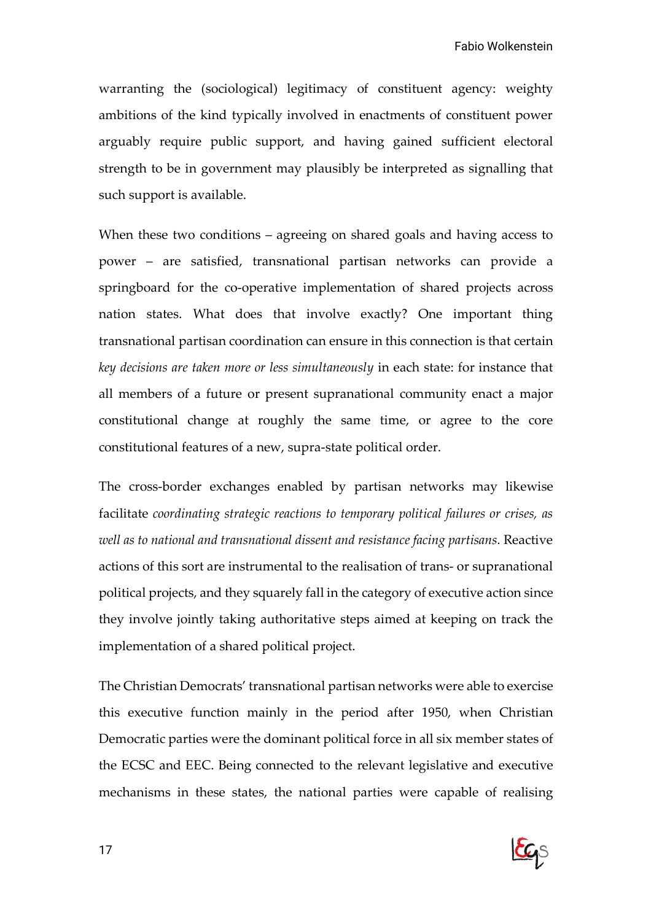warranting the (sociological) legitimacy of constituent agency: weighty ambitions of the kind typically involved in enactments of constituent power arguably require public support, and having gained sufficient electoral strength to be in government may plausibly be interpreted as signalling that such support is available.

When these two conditions – agreeing on shared goals and having access to power – are satisfied, transnational partisan networks can provide a springboard for the co-operative implementation of shared projects across nation states. What does that involve exactly? One important thing transnational partisan coordination can ensure in this connection is that certain *key decisions are taken more or less simultaneously* in each state: for instance that all members of a future or present supranational community enact a major constitutional change at roughly the same time, or agree to the core constitutional features of a new, supra-state political order.

The cross-border exchanges enabled by partisan networks may likewise facilitate *coordinating strategic reactions to temporary political failures or crises, as well as to national and transnational dissent and resistance facing partisans*. Reactive actions of this sort are instrumental to the realisation of trans- or supranational political projects, and they squarely fall in the category of executive action since they involve jointly taking authoritative steps aimed at keeping on track the implementation of a shared political project.

The Christian Democrats' transnational partisan networks were able to exercise this executive function mainly in the period after 1950, when Christian Democratic parties were the dominant political force in all six member states of the ECSC and EEC. Being connected to the relevant legislative and executive mechanisms in these states, the national parties were capable of realising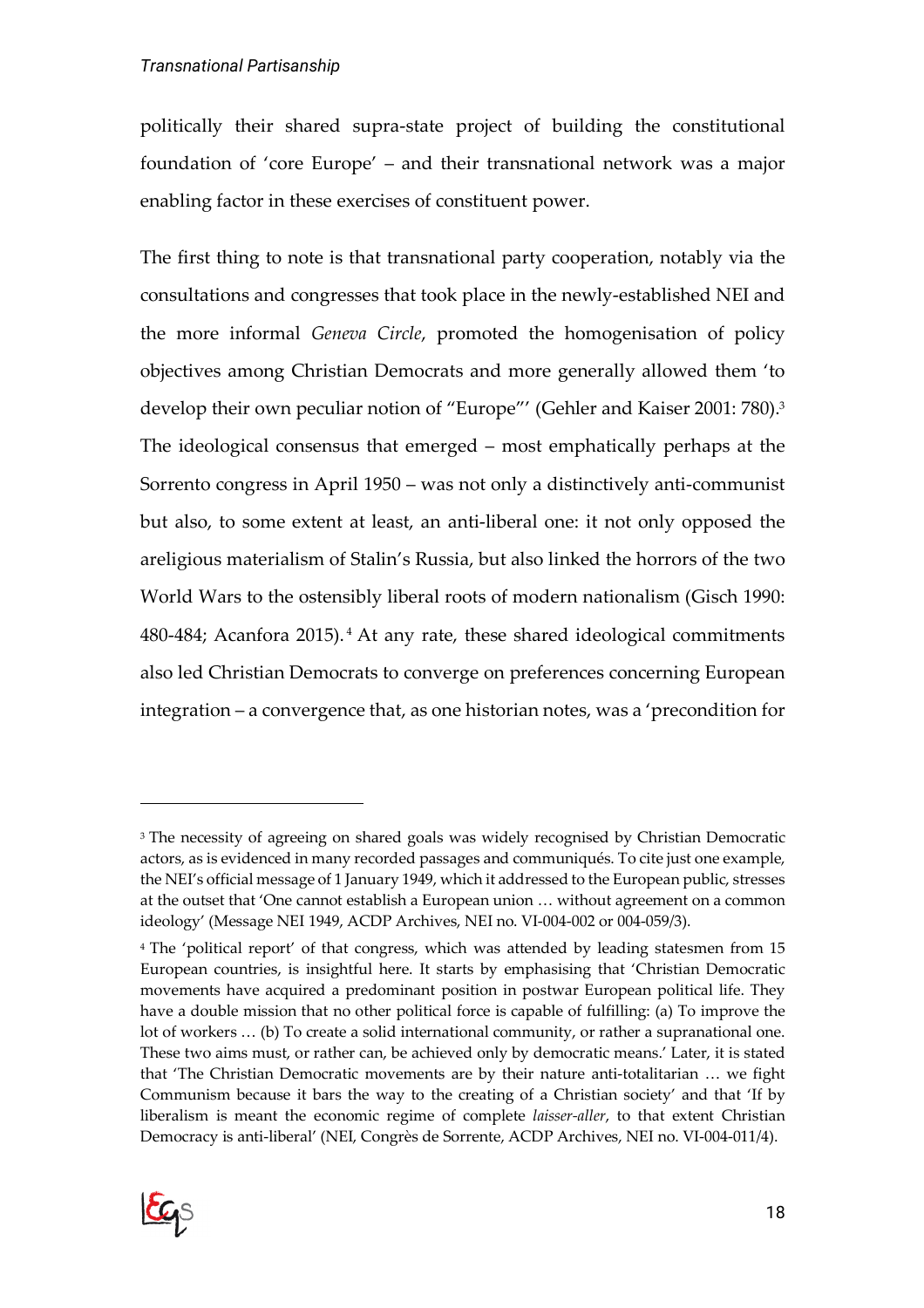politically their shared supra-state project of building the constitutional foundation of 'core Europe' – and their transnational network was a major enabling factor in these exercises of constituent power.

The first thing to note is that transnational party cooperation, notably via the consultations and congresses that took place in the newly-established NEI and the more informal *Geneva Circle*, promoted the homogenisation of policy objectives among Christian Democrats and more generally allowed them 'to develop their own peculiar notion of "Europe"' (Gehler and Kaiser 2001: 780).[3] The ideological consensus that emerged – most emphatically perhaps at the Sorrento congress in April 1950 – was not only a distinctively anti-communist but also, to some extent at least, an anti-liberal one: it not only opposed the areligious materialism of Stalin's Russia, but also linked the horrors of the two World Wars to the ostensibly liberal roots of modern nationalism (Gisch 1990: 480-484; Acanfora 2015).[4] At any rate, these shared ideological commitments also led Christian Democrats to converge on preferences concerning European integration – a convergence that, as one historian notes, was a 'precondition for

---

[3] The necessity of agreeing on shared goals was widely recognised by Christian Democratic actors, as is evidenced in many recorded passages and communiqués. To cite just one example, the NEI's official message of 1 January 1949, which it addressed to the European public, stresses at the outset that 'One cannot establish a European union … without agreement on a common ideology' (Message NEI 1949, ACDP Archives, NEI no. VI-004-002 or 004-059/3).

[4] The 'political report' of that congress, which was attended by leading statesmen from 15 European countries, is insightful here. It starts by emphasising that 'Christian Democratic movements have acquired a predominant position in postwar European political life. They have a double mission that no other political force is capable of fulfilling: (a) To improve the lot of workers … (b) To create a solid international community, or rather a supranational one. These two aims must, or rather can, be achieved only by democratic means.' Later, it is stated that 'The Christian Democratic movements are by their nature anti-totalitarian … we fight Communism because it bars the way to the creating of a Christian society' and that 'If by liberalism is meant the economic regime of complete *laisser-aller*, to that extent Christian Democracy is anti-liberal' (NEI, Congrès de Sorrente, ACDP Archives, NEI no. VI-004-011/4).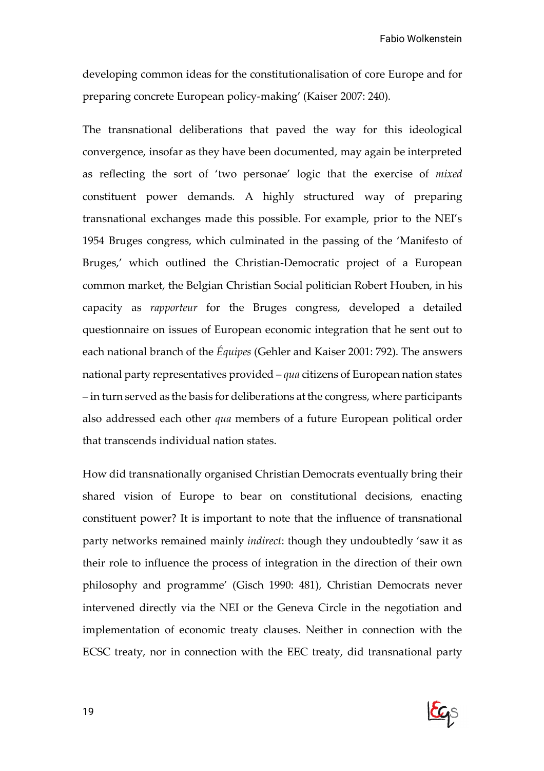developing common ideas for the constitutionalisation of core Europe and for preparing concrete European policy-making' (Kaiser 2007: 240).

The transnational deliberations that paved the way for this ideological convergence, insofar as they have been documented, may again be interpreted as reflecting the sort of 'two personae' logic that the exercise of *mixed* constituent power demands. A highly structured way of preparing transnational exchanges made this possible. For example, prior to the NEI's 1954 Bruges congress, which culminated in the passing of the 'Manifesto of Bruges,' which outlined the Christian-Democratic project of a European common market, the Belgian Christian Social politician Robert Houben, in his capacity as *rapporteur* for the Bruges congress, developed a detailed questionnaire on issues of European economic integration that he sent out to each national branch of the *Équipes* (Gehler and Kaiser 2001: 792). The answers national party representatives provided – *qua* citizens of European nation states – in turn served as the basis for deliberations at the congress, where participants also addressed each other *qua* members of a future European political order that transcends individual nation states.

How did transnationally organised Christian Democrats eventually bring their shared vision of Europe to bear on constitutional decisions, enacting constituent power? It is important to note that the influence of transnational party networks remained mainly *indirect*: though they undoubtedly 'saw it as their role to influence the process of integration in the direction of their own philosophy and programme' (Gisch 1990: 481), Christian Democrats never intervened directly via the NEI or the Geneva Circle in the negotiation and implementation of economic treaty clauses. Neither in connection with the ECSC treaty, nor in connection with the EEC treaty, did transnational party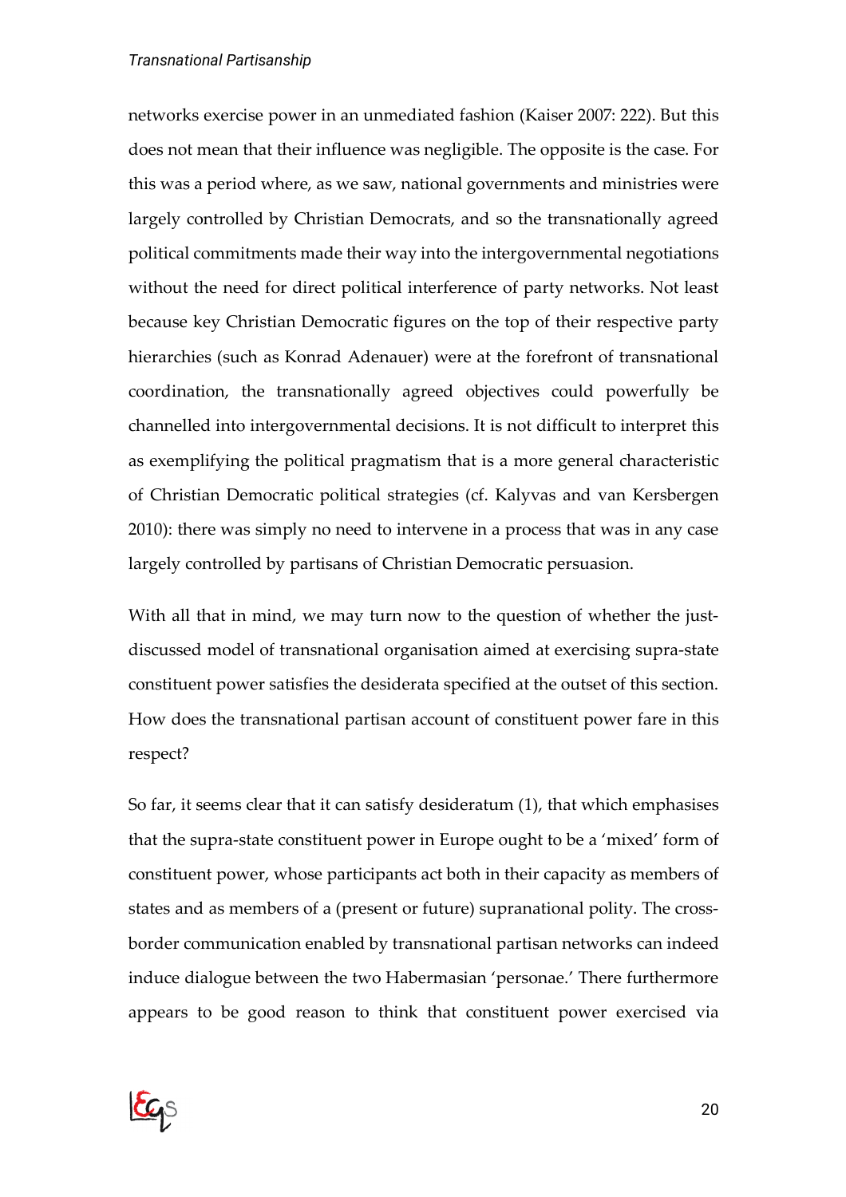networks exercise power in an unmediated fashion (Kaiser 2007: 222). But this does not mean that their influence was negligible. The opposite is the case. For this was a period where, as we saw, national governments and ministries were largely controlled by Christian Democrats, and so the transnationally agreed political commitments made their way into the intergovernmental negotiations without the need for direct political interference of party networks. Not least because key Christian Democratic figures on the top of their respective party hierarchies (such as Konrad Adenauer) were at the forefront of transnational coordination, the transnationally agreed objectives could powerfully be channelled into intergovernmental decisions. It is not difficult to interpret this as exemplifying the political pragmatism that is a more general characteristic of Christian Democratic political strategies (cf. Kalyvas and van Kersbergen 2010): there was simply no need to intervene in a process that was in any case largely controlled by partisans of Christian Democratic persuasion.

With all that in mind, we may turn now to the question of whether the just-discussed model of transnational organisation aimed at exercising supra-state constituent power satisfies the desiderata specified at the outset of this section. How does the transnational partisan account of constituent power fare in this respect?

So far, it seems clear that it can satisfy desideratum (1), that which emphasises that the supra-state constituent power in Europe ought to be a 'mixed' form of constituent power, whose participants act both in their capacity as members of states and as members of a (present or future) supranational polity. The cross-border communication enabled by transnational partisan networks can indeed induce dialogue between the two Habermasian 'personae.' There furthermore appears to be good reason to think that constituent power exercised via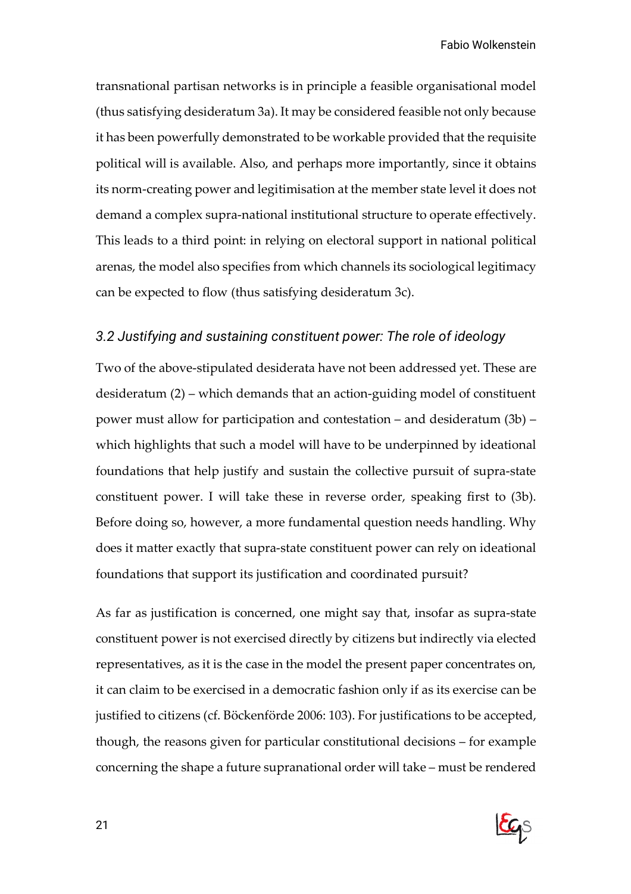transnational partisan networks is in principle a feasible organisational model (thus satisfying desideratum 3a). It may be considered feasible not only because it has been powerfully demonstrated to be workable provided that the requisite political will is available. Also, and perhaps more importantly, since it obtains its norm-creating power and legitimisation at the member state level it does not demand a complex supra-national institutional structure to operate effectively. This leads to a third point: in relying on electoral support in national political arenas, the model also specifies from which channels its sociological legitimacy can be expected to flow (thus satisfying desideratum 3c).

### *3.2 Justifying and sustaining constituent power: The role of ideology*

Two of the above-stipulated desiderata have not been addressed yet. These are desideratum (2) – which demands that an action-guiding model of constituent power must allow for participation and contestation – and desideratum (3b) – which highlights that such a model will have to be underpinned by ideational foundations that help justify and sustain the collective pursuit of supra-state constituent power. I will take these in reverse order, speaking first to (3b). Before doing so, however, a more fundamental question needs handling. Why does it matter exactly that supra-state constituent power can rely on ideational foundations that support its justification and coordinated pursuit?

As far as justification is concerned, one might say that, insofar as supra-state constituent power is not exercised directly by citizens but indirectly via elected representatives, as it is the case in the model the present paper concentrates on, it can claim to be exercised in a democratic fashion only if as its exercise can be justified to citizens (cf. Böckenförde 2006: 103). For justifications to be accepted, though, the reasons given for particular constitutional decisions – for example concerning the shape a future supranational order will take – must be rendered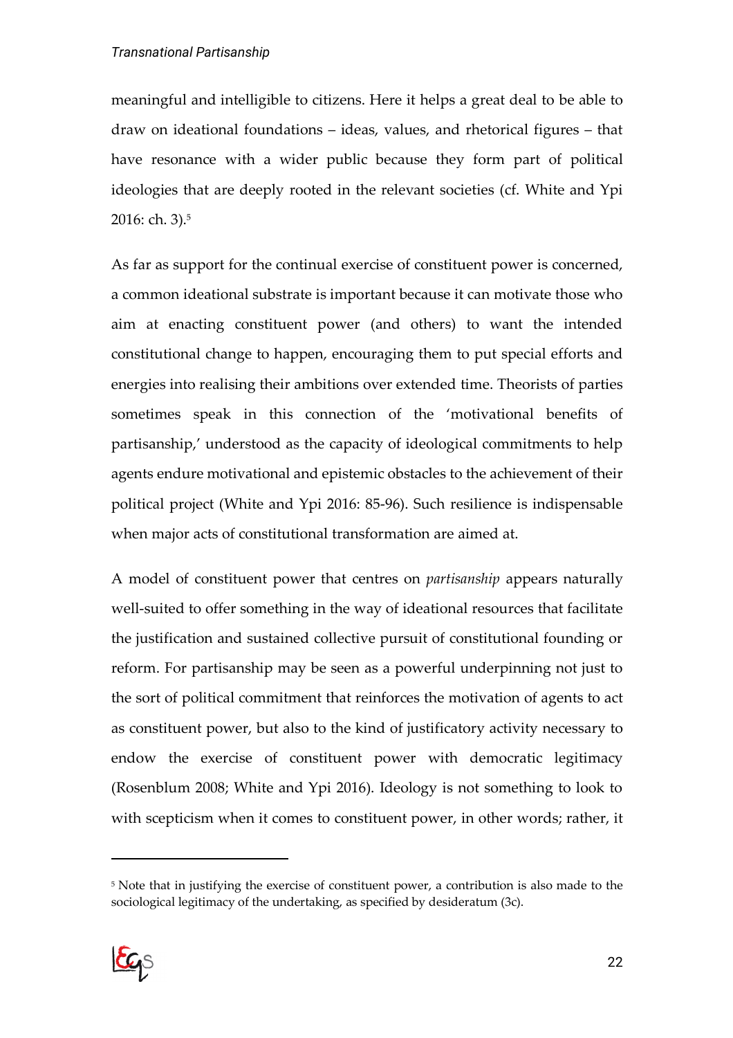meaningful and intelligible to citizens. Here it helps a great deal to be able to draw on ideational foundations – ideas, values, and rhetorical figures – that have resonance with a wider public because they form part of political ideologies that are deeply rooted in the relevant societies (cf. White and Ypi 2016: ch. 3).[5]

As far as support for the continual exercise of constituent power is concerned, a common ideational substrate is important because it can motivate those who aim at enacting constituent power (and others) to want the intended constitutional change to happen, encouraging them to put special efforts and energies into realising their ambitions over extended time. Theorists of parties sometimes speak in this connection of the 'motivational benefits of partisanship,' understood as the capacity of ideological commitments to help agents endure motivational and epistemic obstacles to the achievement of their political project (White and Ypi 2016: 85-96). Such resilience is indispensable when major acts of constitutional transformation are aimed at.

A model of constituent power that centres on *partisanship* appears naturally well-suited to offer something in the way of ideational resources that facilitate the justification and sustained collective pursuit of constitutional founding or reform. For partisanship may be seen as a powerful underpinning not just to the sort of political commitment that reinforces the motivation of agents to act as constituent power, but also to the kind of justificatory activity necessary to endow the exercise of constituent power with democratic legitimacy (Rosenblum 2008; White and Ypi 2016). Ideology is not something to look to with scepticism when it comes to constituent power, in other words; rather, it

[5] Note that in justifying the exercise of constituent power, a contribution is also made to the sociological legitimacy of the undertaking, as specified by desideratum (3c).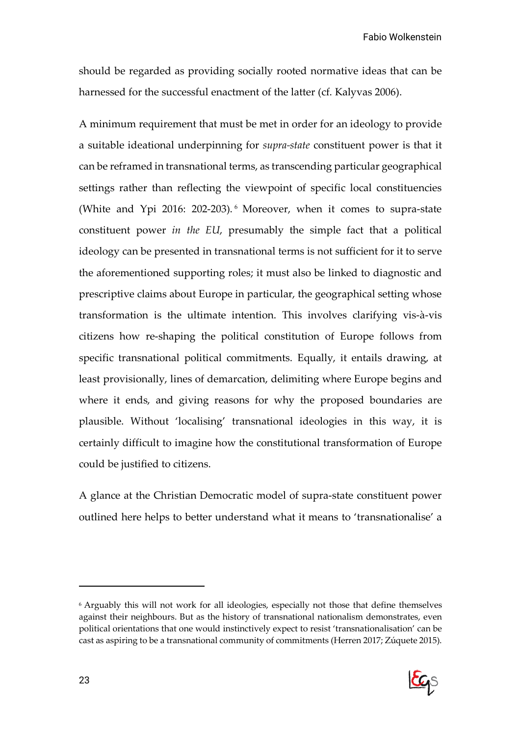should be regarded as providing socially rooted normative ideas that can be harnessed for the successful enactment of the latter (cf. Kalyvas 2006).

A minimum requirement that must be met in order for an ideology to provide a suitable ideational underpinning for *supra-state* constituent power is that it can be reframed in transnational terms, as transcending particular geographical settings rather than reflecting the viewpoint of specific local constituencies (White and Ypi 2016: 202-203).[6] Moreover, when it comes to supra-state constituent power *in the EU*, presumably the simple fact that a political ideology can be presented in transnational terms is not sufficient for it to serve the aforementioned supporting roles; it must also be linked to diagnostic and prescriptive claims about Europe in particular, the geographical setting whose transformation is the ultimate intention. This involves clarifying vis-à-vis citizens how re-shaping the political constitution of Europe follows from specific transnational political commitments. Equally, it entails drawing, at least provisionally, lines of demarcation, delimiting where Europe begins and where it ends, and giving reasons for why the proposed boundaries are plausible. Without 'localising' transnational ideologies in this way, it is certainly difficult to imagine how the constitutional transformation of Europe could be justified to citizens.

A glance at the Christian Democratic model of supra-state constituent power outlined here helps to better understand what it means to 'transnationalise' a

[6] Arguably this will not work for all ideologies, especially not those that define themselves against their neighbours. But as the history of transnational nationalism demonstrates, even political orientations that one would instinctively expect to resist 'transnationalisation' can be cast as aspiring to be a transnational community of commitments (Herren 2017; Zúquete 2015).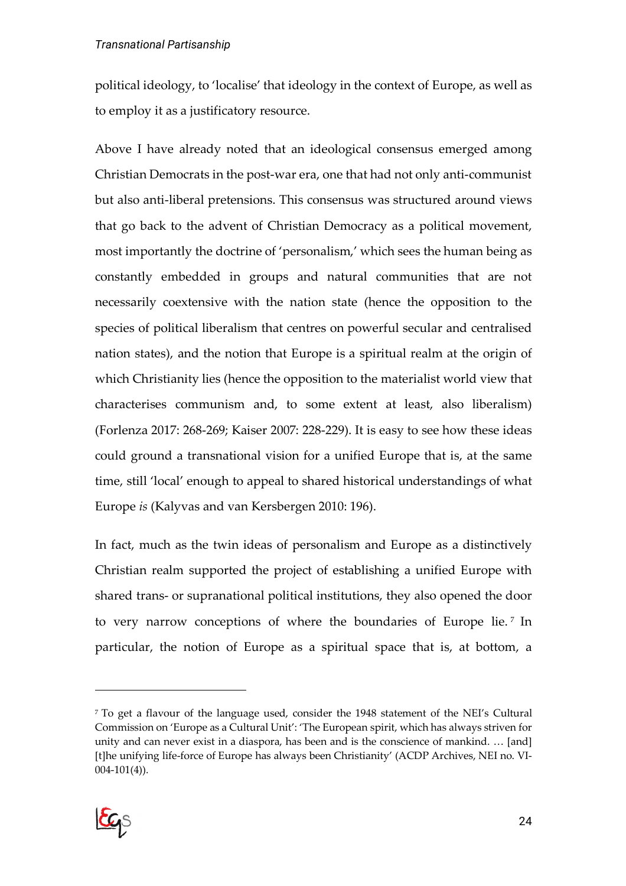political ideology, to 'localise' that ideology in the context of Europe, as well as to employ it as a justificatory resource.

Above I have already noted that an ideological consensus emerged among Christian Democrats in the post-war era, one that had not only anti-communist but also anti-liberal pretensions. This consensus was structured around views that go back to the advent of Christian Democracy as a political movement, most importantly the doctrine of 'personalism,' which sees the human being as constantly embedded in groups and natural communities that are not necessarily coextensive with the nation state (hence the opposition to the species of political liberalism that centres on powerful secular and centralised nation states), and the notion that Europe is a spiritual realm at the origin of which Christianity lies (hence the opposition to the materialist world view that characterises communism and, to some extent at least, also liberalism) (Forlenza 2017: 268-269; Kaiser 2007: 228-229). It is easy to see how these ideas could ground a transnational vision for a unified Europe that is, at the same time, still 'local' enough to appeal to shared historical understandings of what Europe *is* (Kalyvas and van Kersbergen 2010: 196).

In fact, much as the twin ideas of personalism and Europe as a distinctively Christian realm supported the project of establishing a unified Europe with shared trans- or supranational political institutions, they also opened the door to very narrow conceptions of where the boundaries of Europe lie.[7] In particular, the notion of Europe as a spiritual space that is, at bottom, a

[7] To get a flavour of the language used, consider the 1948 statement of the NEI's Cultural Commission on 'Europe as a Cultural Unit': 'The European spirit, which has always striven for unity and can never exist in a diaspora, has been and is the conscience of mankind. … [and] [t]he unifying life-force of Europe has always been Christianity' (ACDP Archives, NEI no. VI-004-101(4)).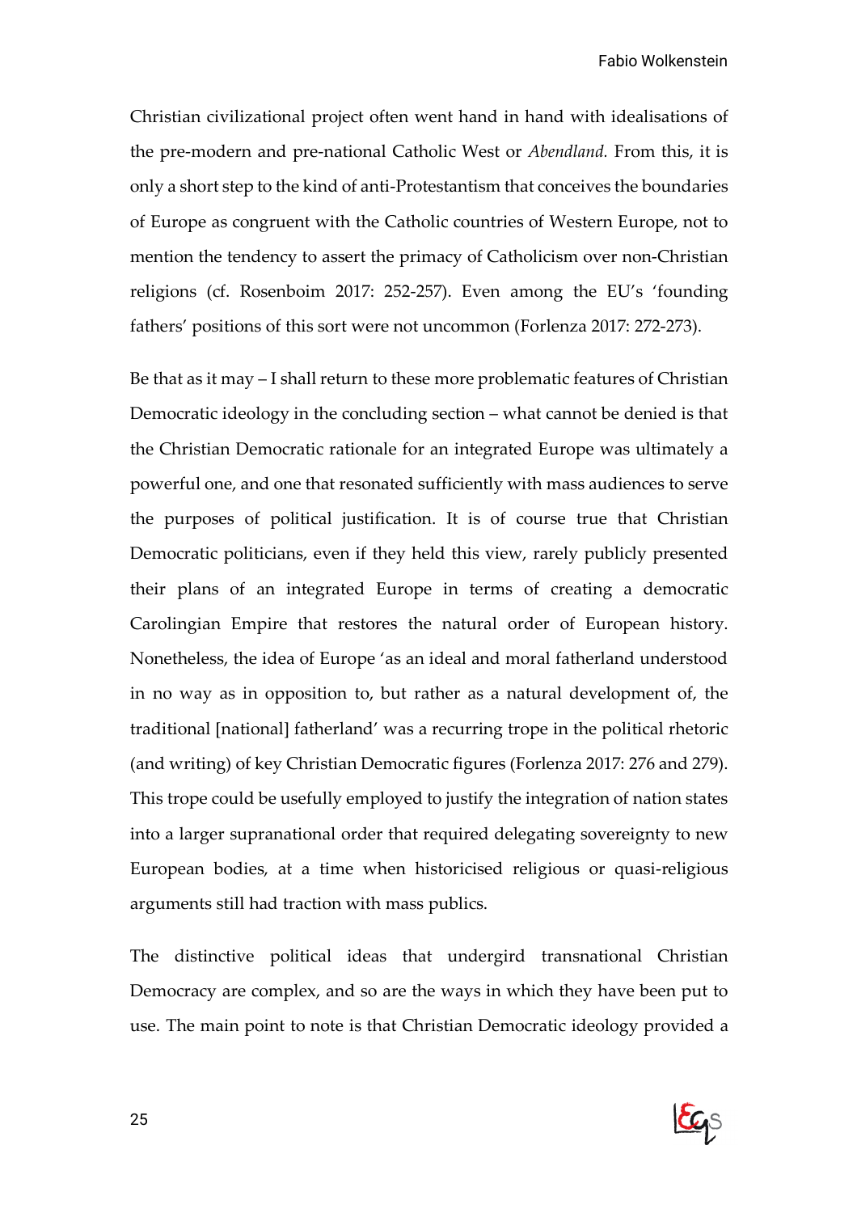Christian civilizational project often went hand in hand with idealisations of the pre-modern and pre-national Catholic West or *Abendland.* From this, it is only a short step to the kind of anti-Protestantism that conceives the boundaries of Europe as congruent with the Catholic countries of Western Europe, not to mention the tendency to assert the primacy of Catholicism over non-Christian religions (cf. Rosenboim 2017: 252-257). Even among the EU's 'founding fathers' positions of this sort were not uncommon (Forlenza 2017: 272-273).

Be that as it may – I shall return to these more problematic features of Christian Democratic ideology in the concluding section – what cannot be denied is that the Christian Democratic rationale for an integrated Europe was ultimately a powerful one, and one that resonated sufficiently with mass audiences to serve the purposes of political justification. It is of course true that Christian Democratic politicians, even if they held this view, rarely publicly presented their plans of an integrated Europe in terms of creating a democratic Carolingian Empire that restores the natural order of European history. Nonetheless, the idea of Europe 'as an ideal and moral fatherland understood in no way as in opposition to, but rather as a natural development of, the traditional [national] fatherland' was a recurring trope in the political rhetoric (and writing) of key Christian Democratic figures (Forlenza 2017: 276 and 279). This trope could be usefully employed to justify the integration of nation states into a larger supranational order that required delegating sovereignty to new European bodies, at a time when historicised religious or quasi-religious arguments still had traction with mass publics.

The distinctive political ideas that undergird transnational Christian Democracy are complex, and so are the ways in which they have been put to use. The main point to note is that Christian Democratic ideology provided a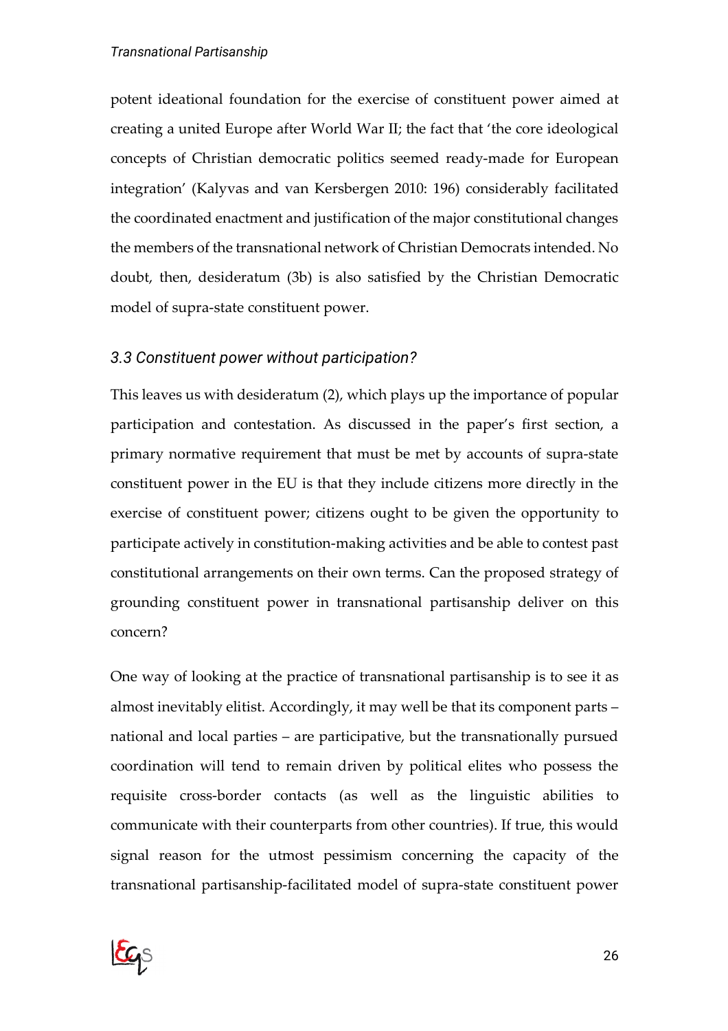potent ideational foundation for the exercise of constituent power aimed at creating a united Europe after World War II; the fact that 'the core ideological concepts of Christian democratic politics seemed ready-made for European integration' (Kalyvas and van Kersbergen 2010: 196) considerably facilitated the coordinated enactment and justification of the major constitutional changes the members of the transnational network of Christian Democrats intended. No doubt, then, desideratum (3b) is also satisfied by the Christian Democratic model of supra-state constituent power.

### *3.3 Constituent power without participation?*

This leaves us with desideratum (2), which plays up the importance of popular participation and contestation. As discussed in the paper's first section, a primary normative requirement that must be met by accounts of supra-state constituent power in the EU is that they include citizens more directly in the exercise of constituent power; citizens ought to be given the opportunity to participate actively in constitution-making activities and be able to contest past constitutional arrangements on their own terms. Can the proposed strategy of grounding constituent power in transnational partisanship deliver on this concern?

One way of looking at the practice of transnational partisanship is to see it as almost inevitably elitist. Accordingly, it may well be that its component parts – national and local parties – are participative, but the transnationally pursued coordination will tend to remain driven by political elites who possess the requisite cross-border contacts (as well as the linguistic abilities to communicate with their counterparts from other countries). If true, this would signal reason for the utmost pessimism concerning the capacity of the transnational partisanship-facilitated model of supra-state constituent power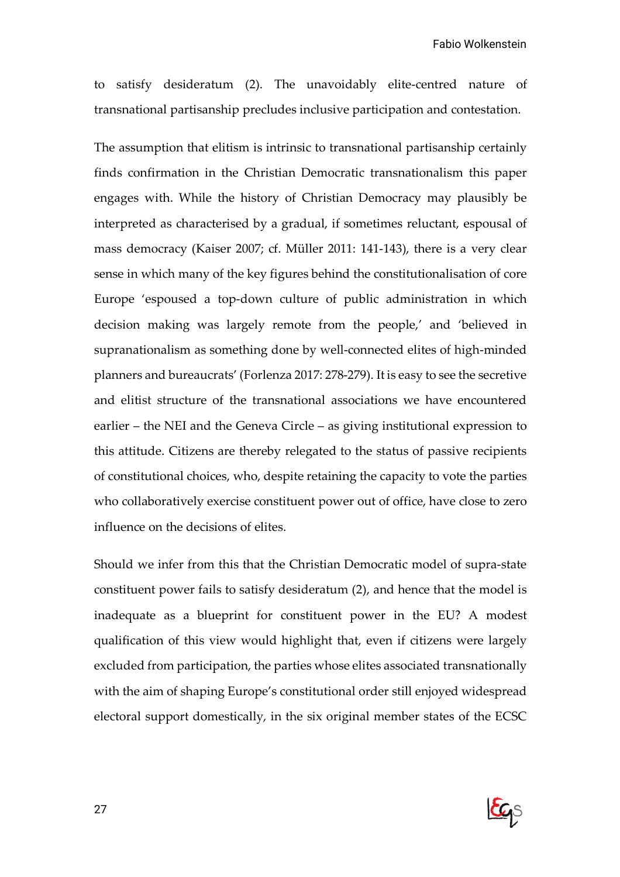to satisfy desideratum (2). The unavoidably elite-centred nature of transnational partisanship precludes inclusive participation and contestation.

The assumption that elitism is intrinsic to transnational partisanship certainly finds confirmation in the Christian Democratic transnationalism this paper engages with. While the history of Christian Democracy may plausibly be interpreted as characterised by a gradual, if sometimes reluctant, espousal of mass democracy (Kaiser 2007; cf. Müller 2011: 141-143), there is a very clear sense in which many of the key figures behind the constitutionalisation of core Europe 'espoused a top-down culture of public administration in which decision making was largely remote from the people,' and 'believed in supranationalism as something done by well-connected elites of high-minded planners and bureaucrats' (Forlenza 2017: 278-279). It is easy to see the secretive and elitist structure of the transnational associations we have encountered earlier – the NEI and the Geneva Circle – as giving institutional expression to this attitude. Citizens are thereby relegated to the status of passive recipients of constitutional choices, who, despite retaining the capacity to vote the parties who collaboratively exercise constituent power out of office, have close to zero influence on the decisions of elites.

Should we infer from this that the Christian Democratic model of supra-state constituent power fails to satisfy desideratum (2), and hence that the model is inadequate as a blueprint for constituent power in the EU? A modest qualification of this view would highlight that, even if citizens were largely excluded from participation, the parties whose elites associated transnationally with the aim of shaping Europe's constitutional order still enjoyed widespread electoral support domestically, in the six original member states of the ECSC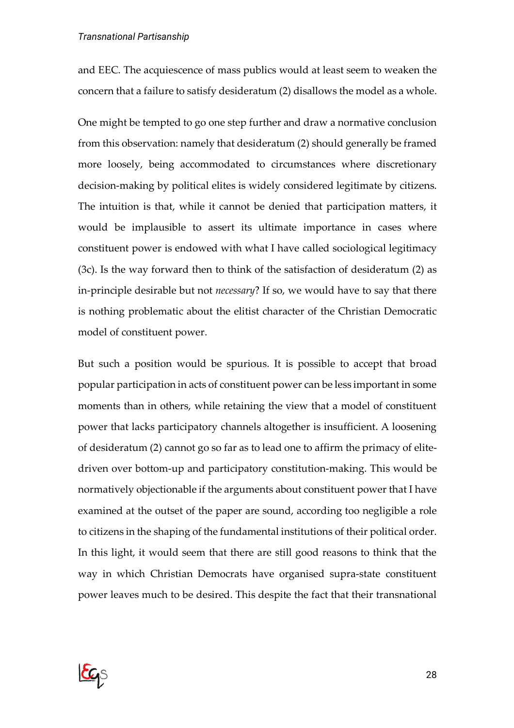and EEC. The acquiescence of mass publics would at least seem to weaken the concern that a failure to satisfy desideratum (2) disallows the model as a whole.

One might be tempted to go one step further and draw a normative conclusion from this observation: namely that desideratum (2) should generally be framed more loosely, being accommodated to circumstances where discretionary decision-making by political elites is widely considered legitimate by citizens. The intuition is that, while it cannot be denied that participation matters, it would be implausible to assert its ultimate importance in cases where constituent power is endowed with what I have called sociological legitimacy (3c). Is the way forward then to think of the satisfaction of desideratum (2) as in-principle desirable but not *necessary*? If so, we would have to say that there is nothing problematic about the elitist character of the Christian Democratic model of constituent power.

But such a position would be spurious. It is possible to accept that broad popular participation in acts of constituent power can be less important in some moments than in others, while retaining the view that a model of constituent power that lacks participatory channels altogether is insufficient. A loosening of desideratum (2) cannot go so far as to lead one to affirm the primacy of elite-driven over bottom-up and participatory constitution-making. This would be normatively objectionable if the arguments about constituent power that I have examined at the outset of the paper are sound, according too negligible a role to citizens in the shaping of the fundamental institutions of their political order. In this light, it would seem that there are still good reasons to think that the way in which Christian Democrats have organised supra-state constituent power leaves much to be desired. This despite the fact that their transnational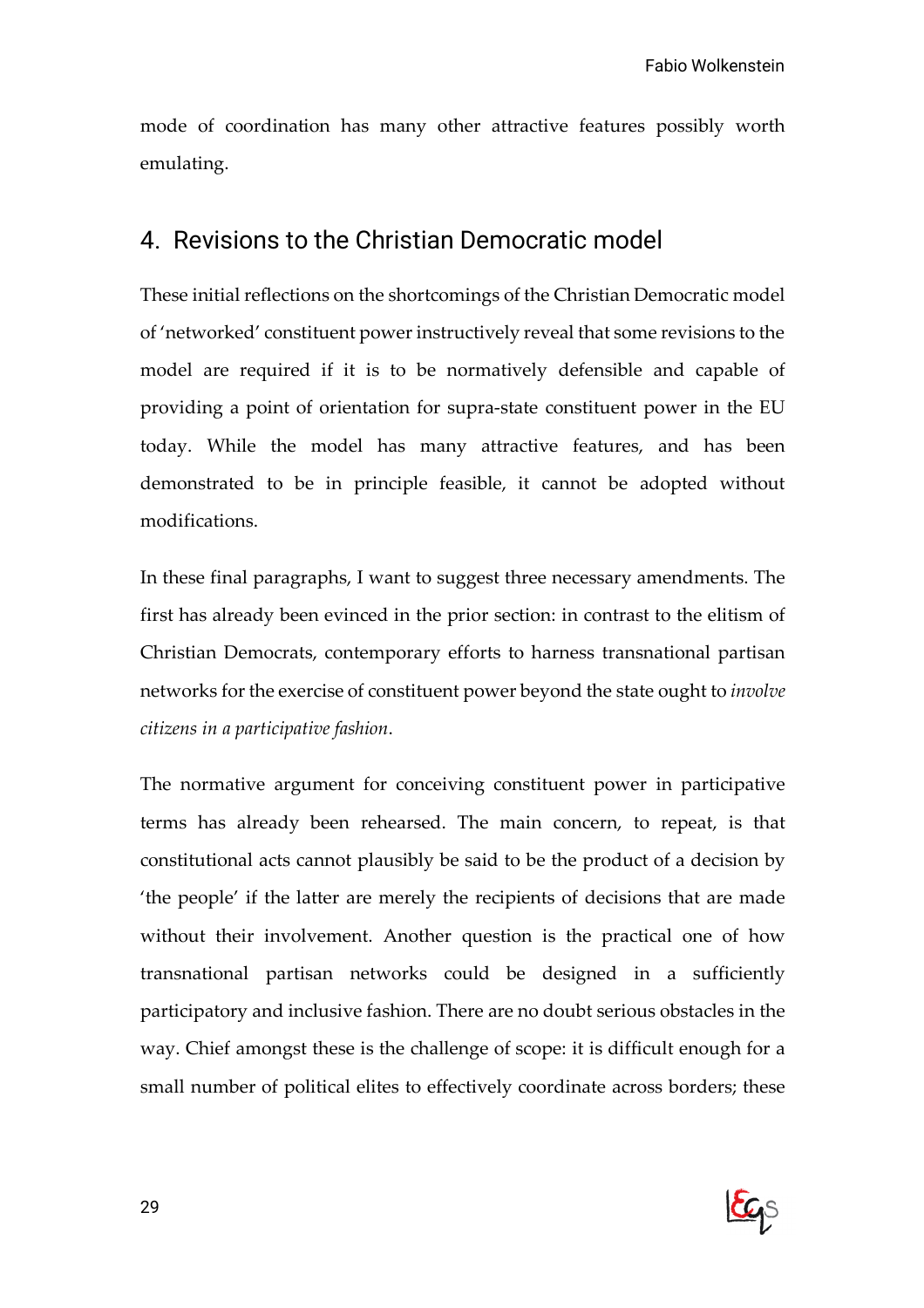mode of coordination has many other attractive features possibly worth emulating.

## 4. Revisions to the Christian Democratic model

These initial reflections on the shortcomings of the Christian Democratic model of 'networked' constituent power instructively reveal that some revisions to the model are required if it is to be normatively defensible and capable of providing a point of orientation for supra-state constituent power in the EU today. While the model has many attractive features, and has been demonstrated to be in principle feasible, it cannot be adopted without modifications.

In these final paragraphs, I want to suggest three necessary amendments. The first has already been evinced in the prior section: in contrast to the elitism of Christian Democrats, contemporary efforts to harness transnational partisan networks for the exercise of constituent power beyond the state ought to *involve citizens in a participative fashion*.

The normative argument for conceiving constituent power in participative terms has already been rehearsed. The main concern, to repeat, is that constitutional acts cannot plausibly be said to be the product of a decision by 'the people' if the latter are merely the recipients of decisions that are made without their involvement. Another question is the practical one of how transnational partisan networks could be designed in a sufficiently participatory and inclusive fashion. There are no doubt serious obstacles in the way. Chief amongst these is the challenge of scope: it is difficult enough for a small number of political elites to effectively coordinate across borders; these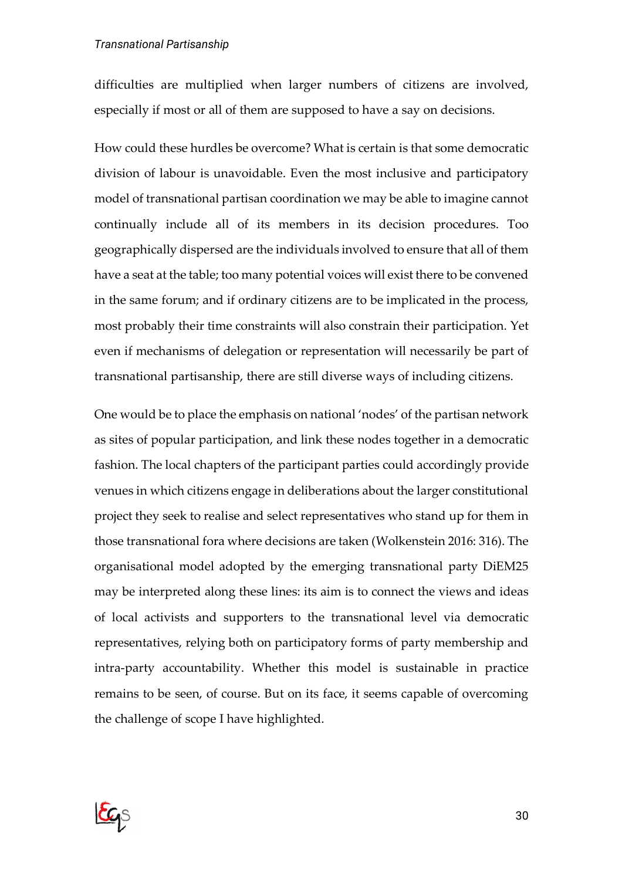difficulties are multiplied when larger numbers of citizens are involved, especially if most or all of them are supposed to have a say on decisions.

How could these hurdles be overcome? What is certain is that some democratic division of labour is unavoidable. Even the most inclusive and participatory model of transnational partisan coordination we may be able to imagine cannot continually include all of its members in its decision procedures. Too geographically dispersed are the individuals involved to ensure that all of them have a seat at the table; too many potential voices will exist there to be convened in the same forum; and if ordinary citizens are to be implicated in the process, most probably their time constraints will also constrain their participation. Yet even if mechanisms of delegation or representation will necessarily be part of transnational partisanship, there are still diverse ways of including citizens.

One would be to place the emphasis on national 'nodes' of the partisan network as sites of popular participation, and link these nodes together in a democratic fashion. The local chapters of the participant parties could accordingly provide venues in which citizens engage in deliberations about the larger constitutional project they seek to realise and select representatives who stand up for them in those transnational fora where decisions are taken (Wolkenstein 2016: 316). The organisational model adopted by the emerging transnational party DiEM25 may be interpreted along these lines: its aim is to connect the views and ideas of local activists and supporters to the transnational level via democratic representatives, relying both on participatory forms of party membership and intra-party accountability. Whether this model is sustainable in practice remains to be seen, of course. But on its face, it seems capable of overcoming the challenge of scope I have highlighted.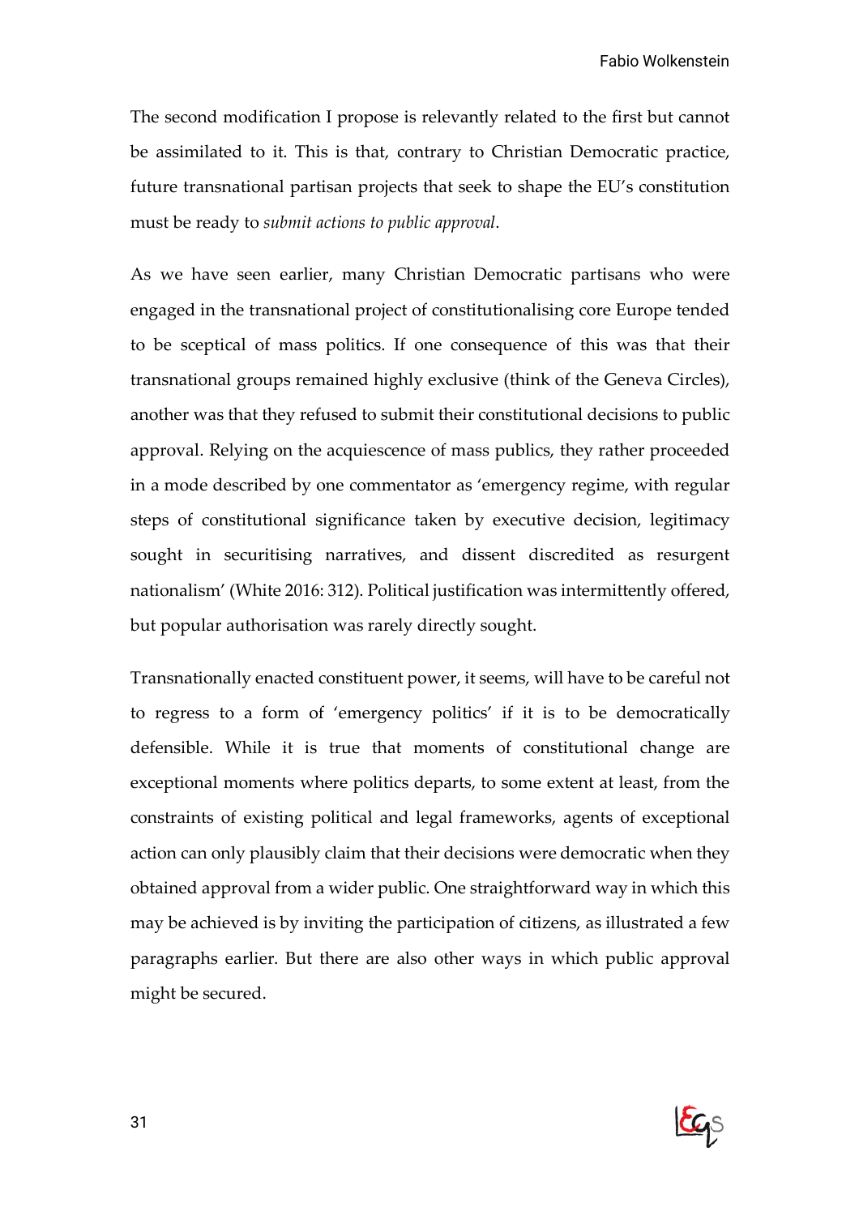The second modification I propose is relevantly related to the first but cannot be assimilated to it. This is that, contrary to Christian Democratic practice, future transnational partisan projects that seek to shape the EU's constitution must be ready to *submit actions to public approval*.

As we have seen earlier, many Christian Democratic partisans who were engaged in the transnational project of constitutionalising core Europe tended to be sceptical of mass politics. If one consequence of this was that their transnational groups remained highly exclusive (think of the Geneva Circles), another was that they refused to submit their constitutional decisions to public approval. Relying on the acquiescence of mass publics, they rather proceeded in a mode described by one commentator as 'emergency regime, with regular steps of constitutional significance taken by executive decision, legitimacy sought in securitising narratives, and dissent discredited as resurgent nationalism' (White 2016: 312). Political justification was intermittently offered, but popular authorisation was rarely directly sought.

Transnationally enacted constituent power, it seems, will have to be careful not to regress to a form of 'emergency politics' if it is to be democratically defensible. While it is true that moments of constitutional change are exceptional moments where politics departs, to some extent at least, from the constraints of existing political and legal frameworks, agents of exceptional action can only plausibly claim that their decisions were democratic when they obtained approval from a wider public. One straightforward way in which this may be achieved is by inviting the participation of citizens, as illustrated a few paragraphs earlier. But there are also other ways in which public approval might be secured.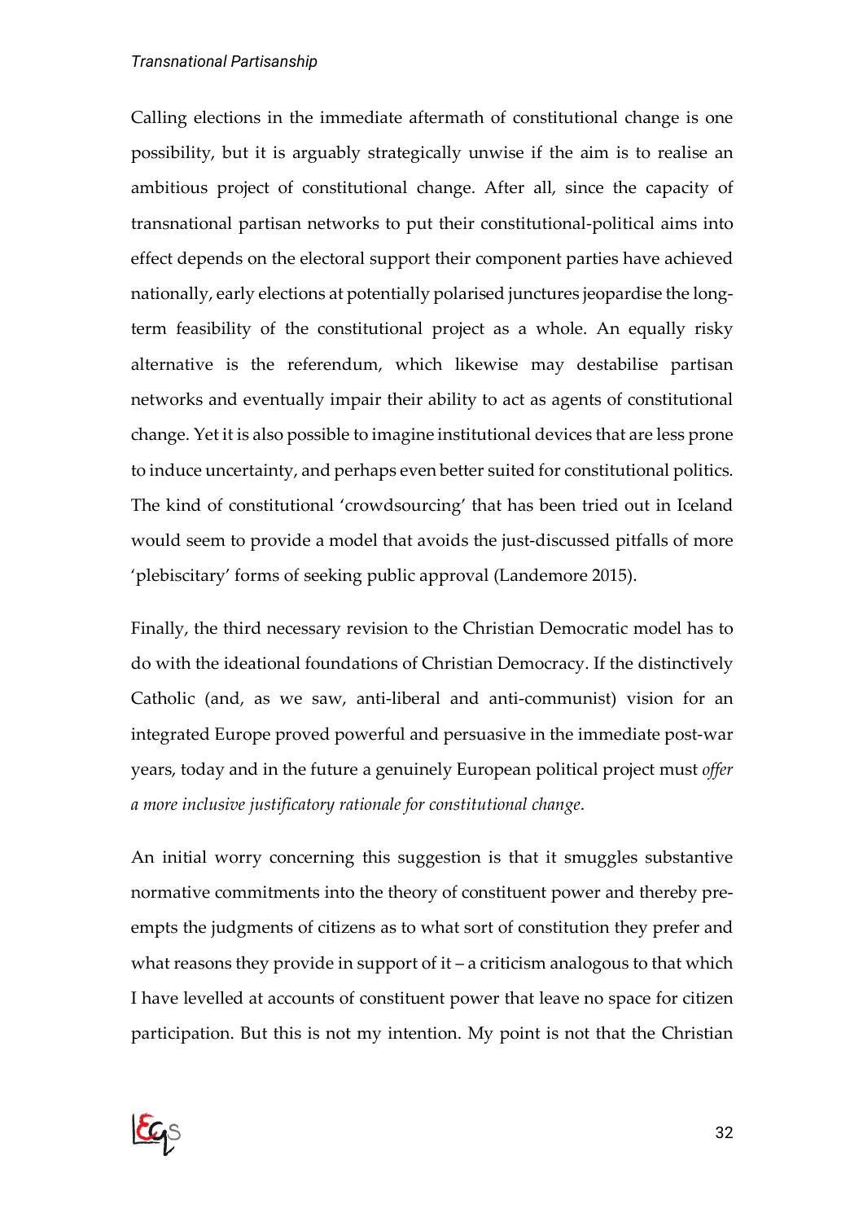Calling elections in the immediate aftermath of constitutional change is one possibility, but it is arguably strategically unwise if the aim is to realise an ambitious project of constitutional change. After all, since the capacity of transnational partisan networks to put their constitutional-political aims into effect depends on the electoral support their component parties have achieved nationally, early elections at potentially polarised junctures jeopardise the long-term feasibility of the constitutional project as a whole. An equally risky alternative is the referendum, which likewise may destabilise partisan networks and eventually impair their ability to act as agents of constitutional change. Yet it is also possible to imagine institutional devices that are less prone to induce uncertainty, and perhaps even better suited for constitutional politics. The kind of constitutional 'crowdsourcing' that has been tried out in Iceland would seem to provide a model that avoids the just-discussed pitfalls of more 'plebiscitary' forms of seeking public approval (Landemore 2015).

Finally, the third necessary revision to the Christian Democratic model has to do with the ideational foundations of Christian Democracy. If the distinctively Catholic (and, as we saw, anti-liberal and anti-communist) vision for an integrated Europe proved powerful and persuasive in the immediate post-war years, today and in the future a genuinely European political project must *offer a more inclusive justificatory rationale for constitutional change*.

An initial worry concerning this suggestion is that it smuggles substantive normative commitments into the theory of constituent power and thereby pre-empts the judgments of citizens as to what sort of constitution they prefer and what reasons they provide in support of it – a criticism analogous to that which I have levelled at accounts of constituent power that leave no space for citizen participation. But this is not my intention. My point is not that the Christian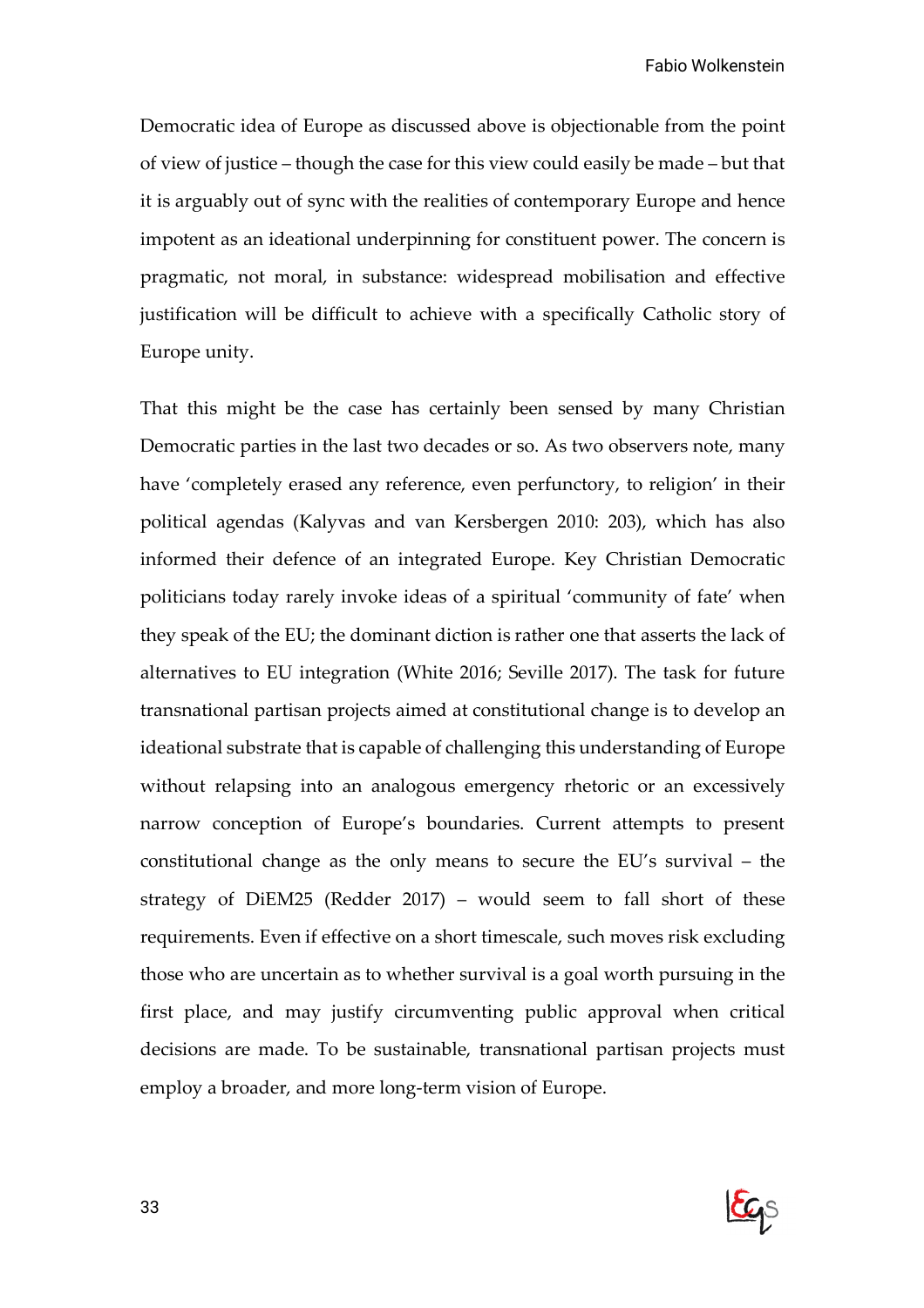Democratic idea of Europe as discussed above is objectionable from the point of view of justice – though the case for this view could easily be made – but that it is arguably out of sync with the realities of contemporary Europe and hence impotent as an ideational underpinning for constituent power. The concern is pragmatic, not moral, in substance: widespread mobilisation and effective justification will be difficult to achieve with a specifically Catholic story of Europe unity.

That this might be the case has certainly been sensed by many Christian Democratic parties in the last two decades or so. As two observers note, many have 'completely erased any reference, even perfunctory, to religion' in their political agendas (Kalyvas and van Kersbergen 2010: 203), which has also informed their defence of an integrated Europe. Key Christian Democratic politicians today rarely invoke ideas of a spiritual 'community of fate' when they speak of the EU; the dominant diction is rather one that asserts the lack of alternatives to EU integration (White 2016; Seville 2017). The task for future transnational partisan projects aimed at constitutional change is to develop an ideational substrate that is capable of challenging this understanding of Europe without relapsing into an analogous emergency rhetoric or an excessively narrow conception of Europe's boundaries. Current attempts to present constitutional change as the only means to secure the EU's survival – the strategy of DiEM25 (Redder 2017) – would seem to fall short of these requirements. Even if effective on a short timescale, such moves risk excluding those who are uncertain as to whether survival is a goal worth pursuing in the first place, and may justify circumventing public approval when critical decisions are made. To be sustainable, transnational partisan projects must employ a broader, and more long-term vision of Europe.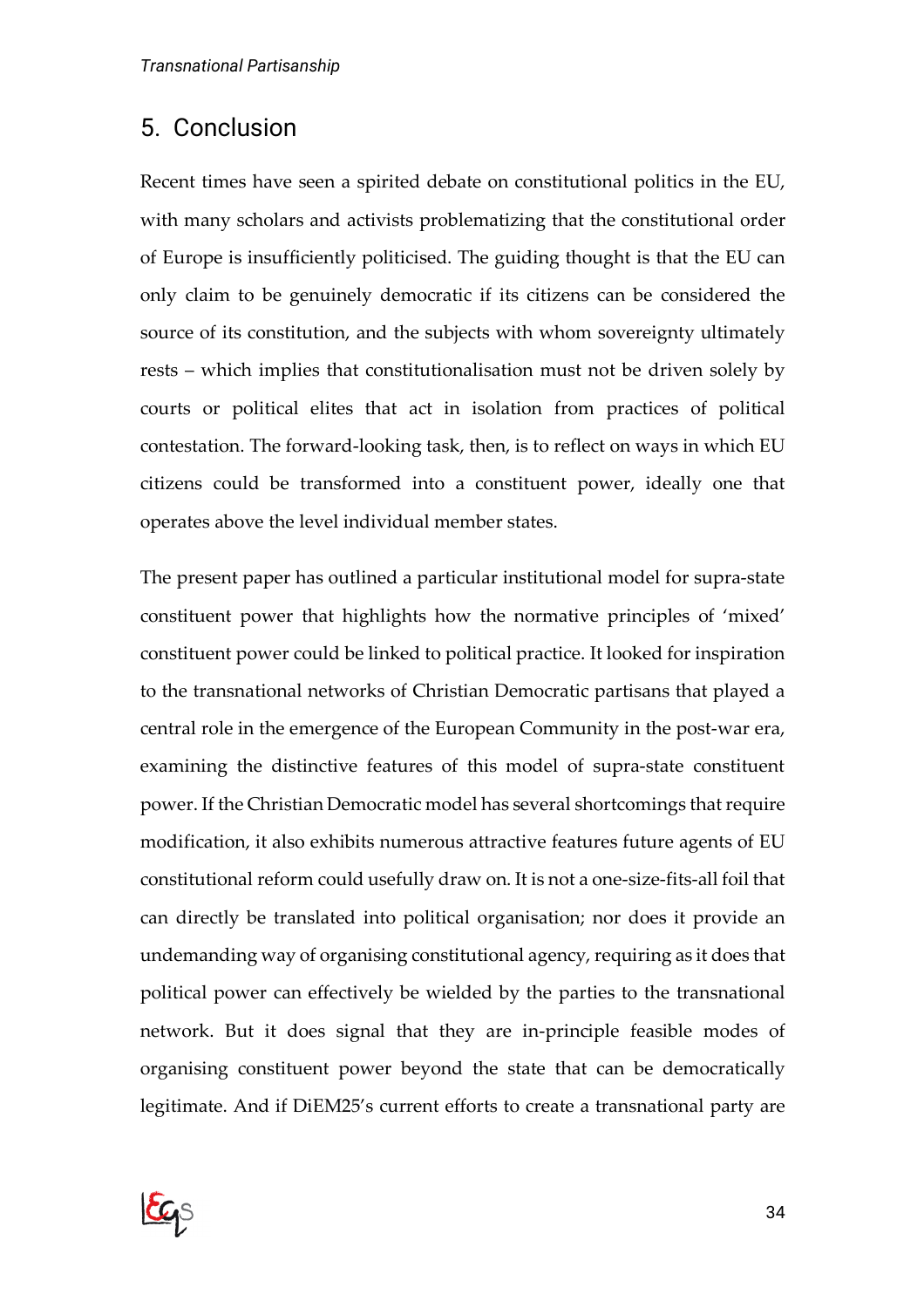## 5. Conclusion

Recent times have seen a spirited debate on constitutional politics in the EU, with many scholars and activists problematizing that the constitutional order of Europe is insufficiently politicised. The guiding thought is that the EU can only claim to be genuinely democratic if its citizens can be considered the source of its constitution, and the subjects with whom sovereignty ultimately rests – which implies that constitutionalisation must not be driven solely by courts or political elites that act in isolation from practices of political contestation. The forward-looking task, then, is to reflect on ways in which EU citizens could be transformed into a constituent power, ideally one that operates above the level individual member states.

The present paper has outlined a particular institutional model for supra-state constituent power that highlights how the normative principles of 'mixed' constituent power could be linked to political practice. It looked for inspiration to the transnational networks of Christian Democratic partisans that played a central role in the emergence of the European Community in the post-war era, examining the distinctive features of this model of supra-state constituent power. If the Christian Democratic model has several shortcomings that require modification, it also exhibits numerous attractive features future agents of EU constitutional reform could usefully draw on. It is not a one-size-fits-all foil that can directly be translated into political organisation; nor does it provide an undemanding way of organising constitutional agency, requiring as it does that political power can effectively be wielded by the parties to the transnational network. But it does signal that they are in-principle feasible modes of organising constituent power beyond the state that can be democratically legitimate. And if DiEM25's current efforts to create a transnational party are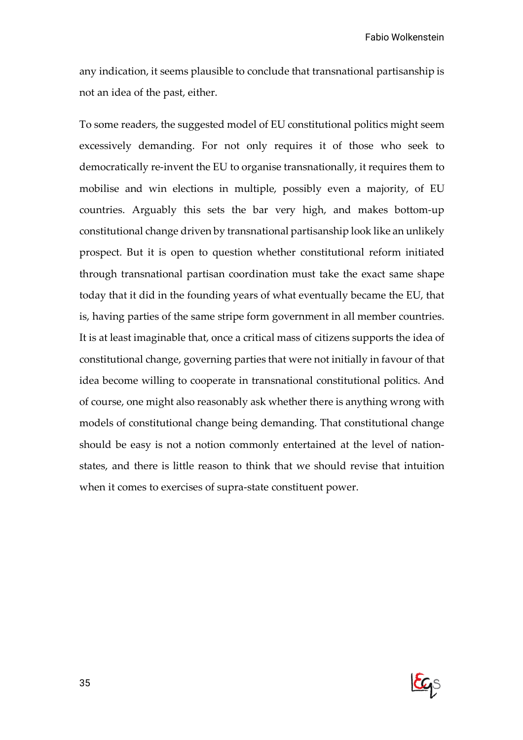any indication, it seems plausible to conclude that transnational partisanship is not an idea of the past, either.

To some readers, the suggested model of EU constitutional politics might seem excessively demanding. For not only requires it of those who seek to democratically re-invent the EU to organise transnationally, it requires them to mobilise and win elections in multiple, possibly even a majority, of EU countries. Arguably this sets the bar very high, and makes bottom-up constitutional change driven by transnational partisanship look like an unlikely prospect. But it is open to question whether constitutional reform initiated through transnational partisan coordination must take the exact same shape today that it did in the founding years of what eventually became the EU, that is, having parties of the same stripe form government in all member countries. It is at least imaginable that, once a critical mass of citizens supports the idea of constitutional change, governing parties that were not initially in favour of that idea become willing to cooperate in transnational constitutional politics. And of course, one might also reasonably ask whether there is anything wrong with models of constitutional change being demanding. That constitutional change should be easy is not a notion commonly entertained at the level of nation-states, and there is little reason to think that we should revise that intuition when it comes to exercises of supra-state constituent power.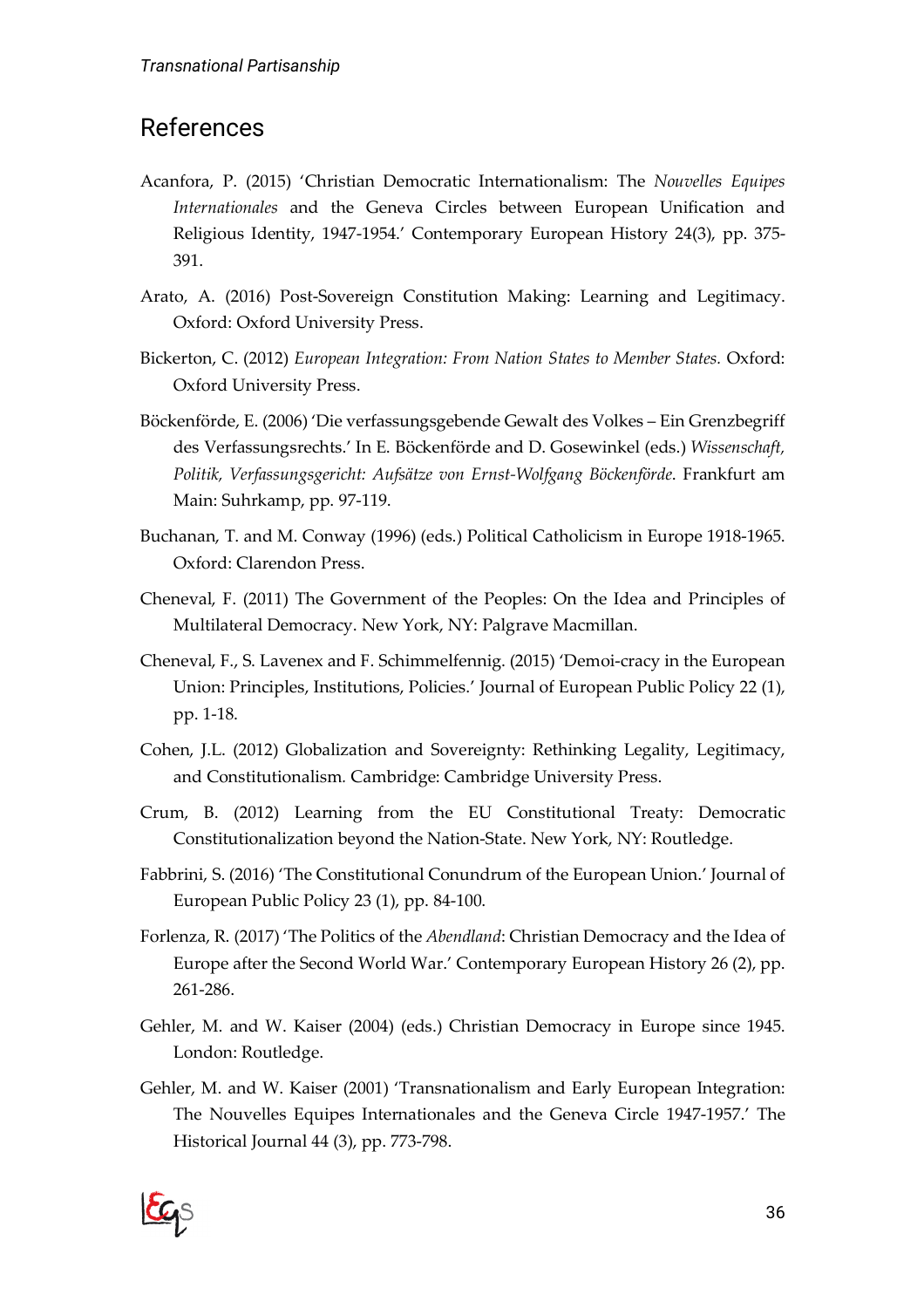## References

Acanfora, P. (2015) 'Christian Democratic Internationalism: The *Nouvelles Equipes Internationales* and the Geneva Circles between European Unification and Religious Identity, 1947-1954.' Contemporary European History 24(3), pp. 375-391.

Arato, A. (2016) Post-Sovereign Constitution Making: Learning and Legitimacy. Oxford: Oxford University Press.

Bickerton, C. (2012) *European Integration: From Nation States to Member States.* Oxford: Oxford University Press.

Böckenförde, E. (2006) 'Die verfassungsgebende Gewalt des Volkes – Ein Grenzbegriff des Verfassungsrechts.' In E. Böckenförde and D. Gosewinkel (eds.) *Wissenschaft, Politik, Verfassungsgericht: Aufsätze von Ernst-Wolfgang Böckenförde*. Frankfurt am Main: Suhrkamp, pp. 97-119.

Buchanan, T. and M. Conway (1996) (eds.) Political Catholicism in Europe 1918-1965. Oxford: Clarendon Press.

Cheneval, F. (2011) The Government of the Peoples: On the Idea and Principles of Multilateral Democracy. New York, NY: Palgrave Macmillan.

Cheneval, F., S. Lavenex and F. Schimmelfennig. (2015) 'Demoi-cracy in the European Union: Principles, Institutions, Policies.' Journal of European Public Policy 22 (1), pp. 1-18.

Cohen, J.L. (2012) Globalization and Sovereignty: Rethinking Legality, Legitimacy, and Constitutionalism. Cambridge: Cambridge University Press.

Crum, B. (2012) Learning from the EU Constitutional Treaty: Democratic Constitutionalization beyond the Nation-State. New York, NY: Routledge.

Fabbrini, S. (2016) 'The Constitutional Conundrum of the European Union.' Journal of European Public Policy 23 (1), pp. 84-100.

Forlenza, R. (2017) 'The Politics of the *Abendland*: Christian Democracy and the Idea of Europe after the Second World War.' Contemporary European History 26 (2), pp. 261-286.

Gehler, M. and W. Kaiser (2004) (eds.) Christian Democracy in Europe since 1945. London: Routledge.

Gehler, M. and W. Kaiser (2001) 'Transnationalism and Early European Integration: The Nouvelles Equipes Internationales and the Geneva Circle 1947-1957.' The Historical Journal 44 (3), pp. 773-798.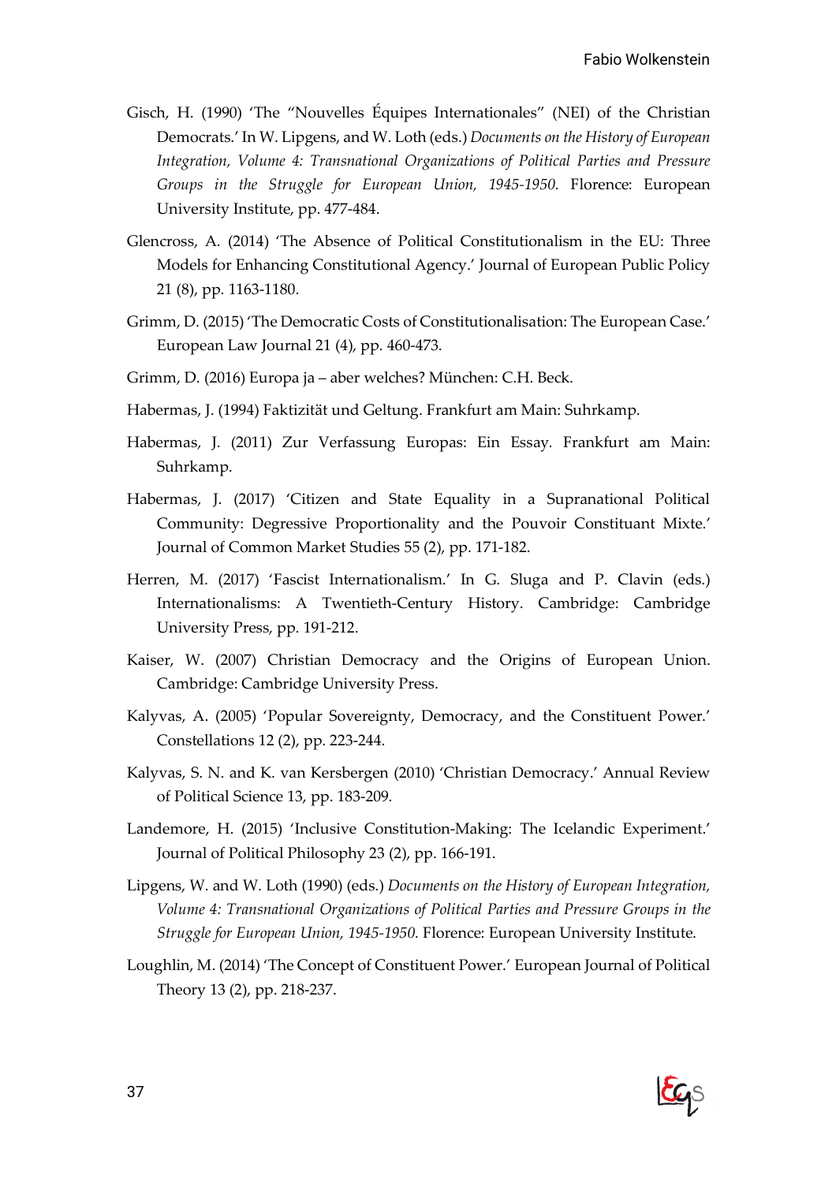Gisch, H. (1990) 'The "Nouvelles Équipes Internationales" (NEI) of the Christian Democrats.' In W. Lipgens, and W. Loth (eds.) *Documents on the History of European Integration, Volume 4: Transnational Organizations of Political Parties and Pressure Groups in the Struggle for European Union, 1945-1950.* Florence: European University Institute, pp. 477-484.

Glencross, A. (2014) 'The Absence of Political Constitutionalism in the EU: Three Models for Enhancing Constitutional Agency.' Journal of European Public Policy 21 (8), pp. 1163-1180.

Grimm, D. (2015) 'The Democratic Costs of Constitutionalisation: The European Case.' European Law Journal 21 (4), pp. 460-473.

Grimm, D. (2016) Europa ja – aber welches? München: C.H. Beck.

Habermas, J. (1994) Faktizität und Geltung. Frankfurt am Main: Suhrkamp.

Habermas, J. (2011) Zur Verfassung Europas: Ein Essay. Frankfurt am Main: Suhrkamp.

Habermas, J. (2017) 'Citizen and State Equality in a Supranational Political Community: Degressive Proportionality and the Pouvoir Constituant Mixte.' Journal of Common Market Studies 55 (2), pp. 171-182.

Herren, M. (2017) 'Fascist Internationalism.' In G. Sluga and P. Clavin (eds.) Internationalisms: A Twentieth-Century History. Cambridge: Cambridge University Press, pp. 191-212.

Kaiser, W. (2007) Christian Democracy and the Origins of European Union. Cambridge: Cambridge University Press.

Kalyvas, A. (2005) 'Popular Sovereignty, Democracy, and the Constituent Power.' Constellations 12 (2), pp. 223-244.

Kalyvas, S. N. and K. van Kersbergen (2010) 'Christian Democracy.' Annual Review of Political Science 13, pp. 183-209.

Landemore, H. (2015) 'Inclusive Constitution-Making: The Icelandic Experiment.' Journal of Political Philosophy 23 (2), pp. 166-191.

Lipgens, W. and W. Loth (1990) (eds.) *Documents on the History of European Integration, Volume 4: Transnational Organizations of Political Parties and Pressure Groups in the Struggle for European Union, 1945-1950.* Florence: European University Institute.

Loughlin, M. (2014) 'The Concept of Constituent Power.' European Journal of Political Theory 13 (2), pp. 218-237.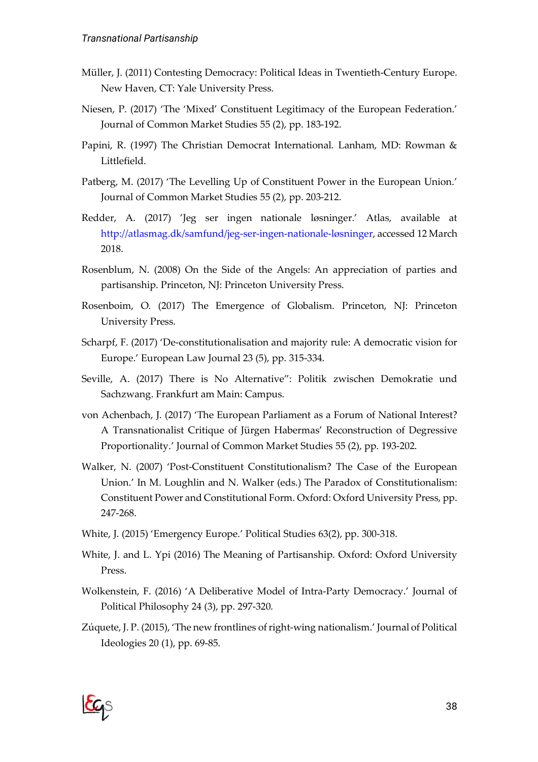Müller, J. (2011) Contesting Democracy: Political Ideas in Twentieth-Century Europe. New Haven, CT: Yale University Press.

Niesen, P. (2017) 'The 'Mixed' Constituent Legitimacy of the European Federation.' Journal of Common Market Studies 55 (2), pp. 183-192.

Papini, R. (1997) The Christian Democrat International. Lanham, MD: Rowman & Littlefield.

Patberg, M. (2017) 'The Levelling Up of Constituent Power in the European Union.' Journal of Common Market Studies 55 (2), pp. 203-212.

Redder, A. (2017) 'Jeg ser ingen nationale løsninger.' Atlas, available at http://atlasmag.dk/samfund/jeg-ser-ingen-nationale-løsninger, accessed 12 March 2018.

Rosenblum, N. (2008) On the Side of the Angels: An appreciation of parties and partisanship. Princeton, NJ: Princeton University Press.

Rosenboim, O. (2017) The Emergence of Globalism. Princeton, NJ: Princeton University Press.

Scharpf, F. (2017) 'De-constitutionalisation and majority rule: A democratic vision for Europe.' European Law Journal 23 (5), pp. 315-334.

Seville, A. (2017) There is No Alternative": Politik zwischen Demokratie und Sachzwang. Frankfurt am Main: Campus.

von Achenbach, J. (2017) 'The European Parliament as a Forum of National Interest? A Transnationalist Critique of Jürgen Habermas' Reconstruction of Degressive Proportionality.' Journal of Common Market Studies 55 (2), pp. 193-202.

Walker, N. (2007) 'Post-Constituent Constitutionalism? The Case of the European Union.' In M. Loughlin and N. Walker (eds.) The Paradox of Constitutionalism: Constituent Power and Constitutional Form. Oxford: Oxford University Press, pp. 247-268.

White, J. (2015) 'Emergency Europe.' Political Studies 63(2), pp. 300-318.

White, J. and L. Ypi (2016) The Meaning of Partisanship. Oxford: Oxford University Press.

Wolkenstein, F. (2016) 'A Deliberative Model of Intra-Party Democracy.' Journal of Political Philosophy 24 (3), pp. 297-320.

Zúquete, J. P. (2015), 'The new frontlines of right-wing nationalism.' Journal of Political Ideologies 20 (1), pp. 69-85.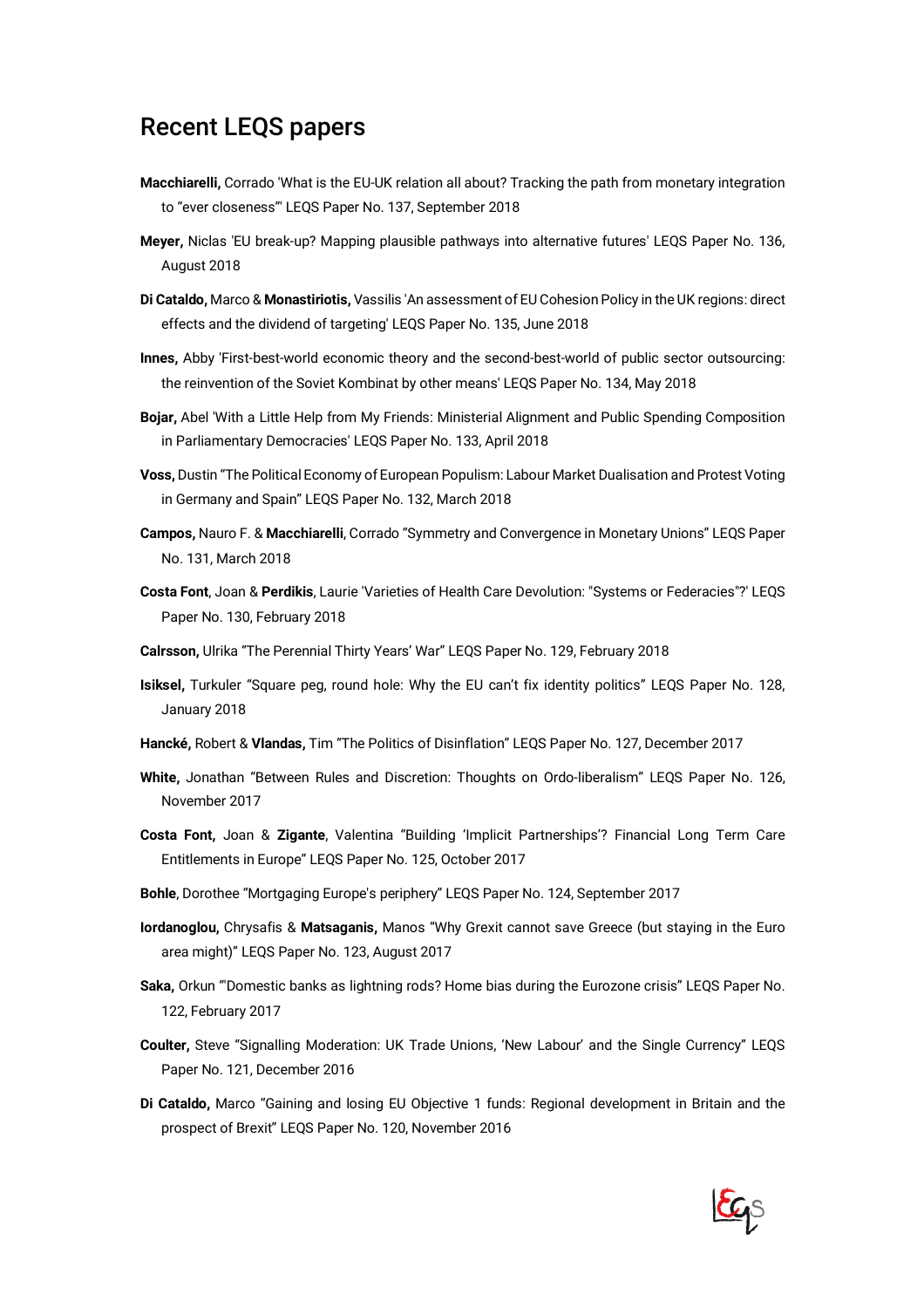## Recent LEQS papers

**Macchiarelli,** Corrado 'What is the EU-UK relation all about? Tracking the path from monetary integration to "ever closeness"' LEQS Paper No. 137, September 2018

**Meyer,** Niclas 'EU break-up? Mapping plausible pathways into alternative futures' LEQS Paper No. 136, August 2018

**Di Cataldo,** Marco & **Monastiriotis,** Vassilis 'An assessment of EU Cohesion Policy in the UK regions: direct effects and the dividend of targeting' LEQS Paper No. 135, June 2018

**Innes,** Abby 'First-best-world economic theory and the second-best-world of public sector outsourcing: the reinvention of the Soviet Kombinat by other means' LEQS Paper No. 134, May 2018

**Bojar,** Abel 'With a Little Help from My Friends: Ministerial Alignment and Public Spending Composition in Parliamentary Democracies' LEQS Paper No. 133, April 2018

**Voss,** Dustin "The Political Economy of European Populism: Labour Market Dualisation and Protest Voting in Germany and Spain" LEQS Paper No. 132, March 2018

**Campos,** Nauro F. & **Macchiarelli**, Corrado "Symmetry and Convergence in Monetary Unions" LEQS Paper No. 131, March 2018

**Costa Font**, Joan & **Perdikis**, Laurie 'Varieties of Health Care Devolution: "Systems or Federacies"?' LEQS Paper No. 130, February 2018

**Calrsson,** Ulrika "The Perennial Thirty Years' War" LEQS Paper No. 129, February 2018

**Isiksel,** Turkuler "Square peg, round hole: Why the EU can't fix identity politics" LEQS Paper No. 128, January 2018

**Hancké,** Robert & **Vlandas,** Tim "The Politics of Disinflation" LEQS Paper No. 127, December 2017

**White,** Jonathan "Between Rules and Discretion: Thoughts on Ordo-liberalism" LEQS Paper No. 126, November 2017

**Costa Font,** Joan & **Zigante**, Valentina "Building 'Implicit Partnerships'? Financial Long Term Care Entitlements in Europe" LEQS Paper No. 125, October 2017

**Bohle**, Dorothee "Mortgaging Europe's periphery" LEQS Paper No. 124, September 2017

**Iordanoglou,** Chrysafis & **Matsaganis,** Manos "Why Grexit cannot save Greece (but staying in the Euro area might)" LEQS Paper No. 123, August 2017

**Saka,** Orkun "'Domestic banks as lightning rods? Home bias during the Eurozone crisis" LEQS Paper No. 122, February 2017

**Coulter,** Steve "Signalling Moderation: UK Trade Unions, 'New Labour' and the Single Currency" LEQS Paper No. 121, December 2016

**Di Cataldo,** Marco "Gaining and losing EU Objective 1 funds: Regional development in Britain and the prospect of Brexit" LEQS Paper No. 120, November 2016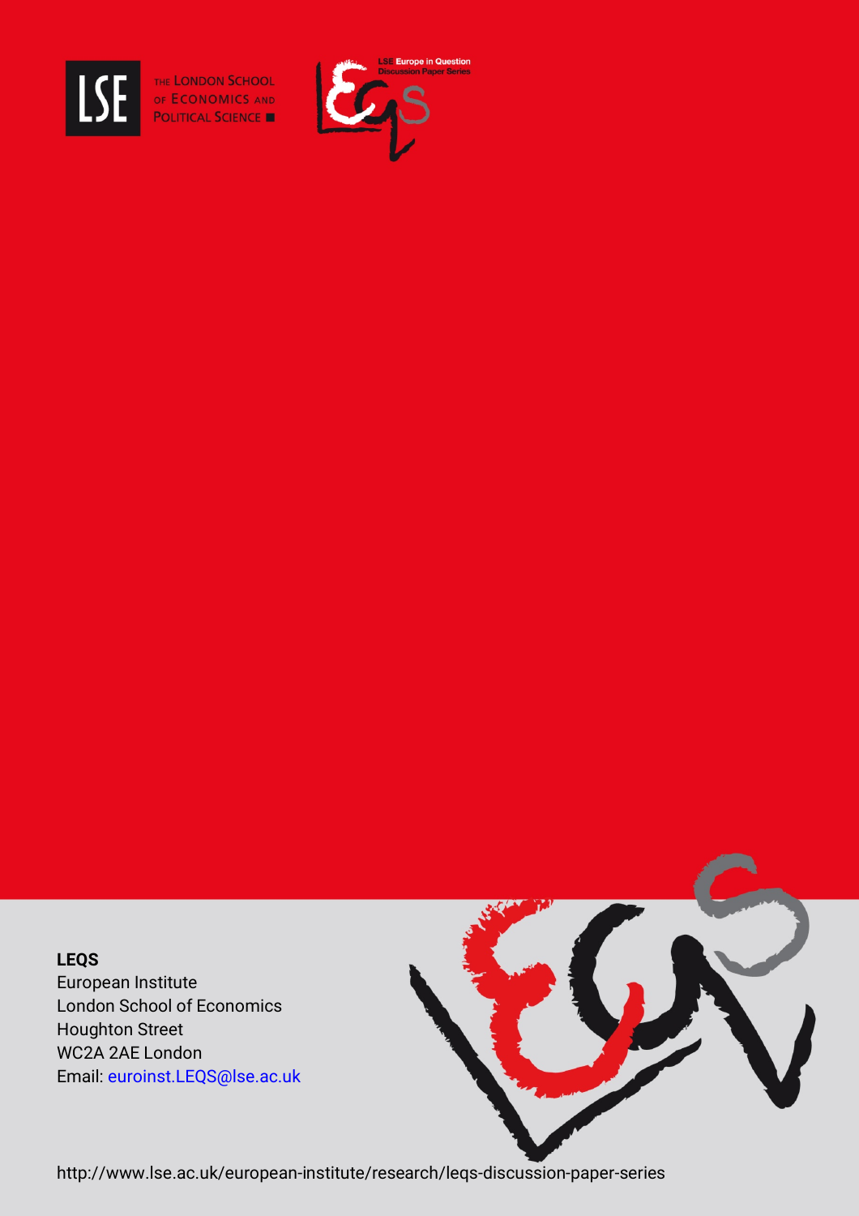**LEQS**
European Institute
London School of Economics
Houghton Street
WC2A 2AE London
Email: euroinst.LEQS@lse.ac.uk

http://www.lse.ac.uk/european-institute/research/leqs-discussion-paper-series